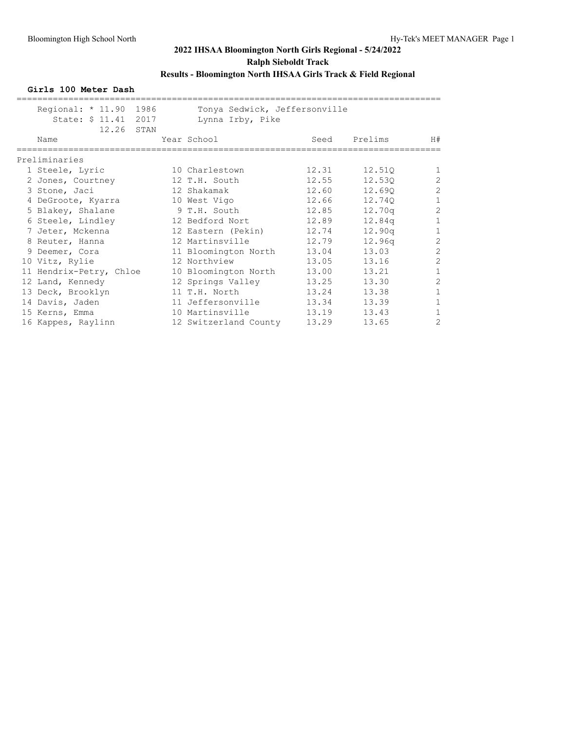# 2022 IHSAA Bloomington North Girls Regional - 5/24/2022

## Ralph Sieboldt Track

## Results - Bloomington North IHSAA Girls Track & Field Regional

### Girls 100 Meter Dash

Regional: * 11.90 1986 Tonya Sedwick, Jeffersonville
State: $ 11.41 2017 Lynna Irby, Pike
12.26 STAN

**Preliminaries**

| | Name | Year | School | Seed | Prelims | H# |
|---|---|---|---|---|---|---|
| 1 | Steele, Lyric | 10 | Charlestown | 12.31 | 12.51Q | 1 |
| 2 | Jones, Courtney | 12 | T.H. South | 12.55 | 12.53Q | 2 |
| 3 | Stone, Jaci | 12 | Shakamak | 12.60 | 12.69Q | 2 |
| 4 | DeGroote, Kyarra | 10 | West Vigo | 12.66 | 12.74Q | 1 |
| 5 | Blakey, Shalane | 9 | T.H. South | 12.85 | 12.70q | 2 |
| 6 | Steele, Lindley | 12 | Bedford Nort | 12.89 | 12.84q | 1 |
| 7 | Jeter, Mckenna | 12 | Eastern (Pekin) | 12.74 | 12.90q | 1 |
| 8 | Reuter, Hanna | 12 | Martinsville | 12.79 | 12.96q | 2 |
| 9 | Deemer, Cora | 11 | Bloomington North | 13.04 | 13.03 | 2 |
| 10 | Vitz, Rylie | 12 | Northview | 13.05 | 13.16 | 2 |
| 11 | Hendrix-Petry, Chloe | 10 | Bloomington North | 13.00 | 13.21 | 1 |
| 12 | Land, Kennedy | 12 | Springs Valley | 13.25 | 13.30 | 2 |
| 13 | Deck, Brooklyn | 11 | T.H. North | 13.24 | 13.38 | 1 |
| 14 | Davis, Jaden | 11 | Jeffersonville | 13.34 | 13.39 | 1 |
| 15 | Kerns, Emma | 10 | Martinsville | 13.19 | 13.43 | 1 |
| 16 | Kappes, Raylinn | 12 | Switzerland County | 13.29 | 13.65 | 2 |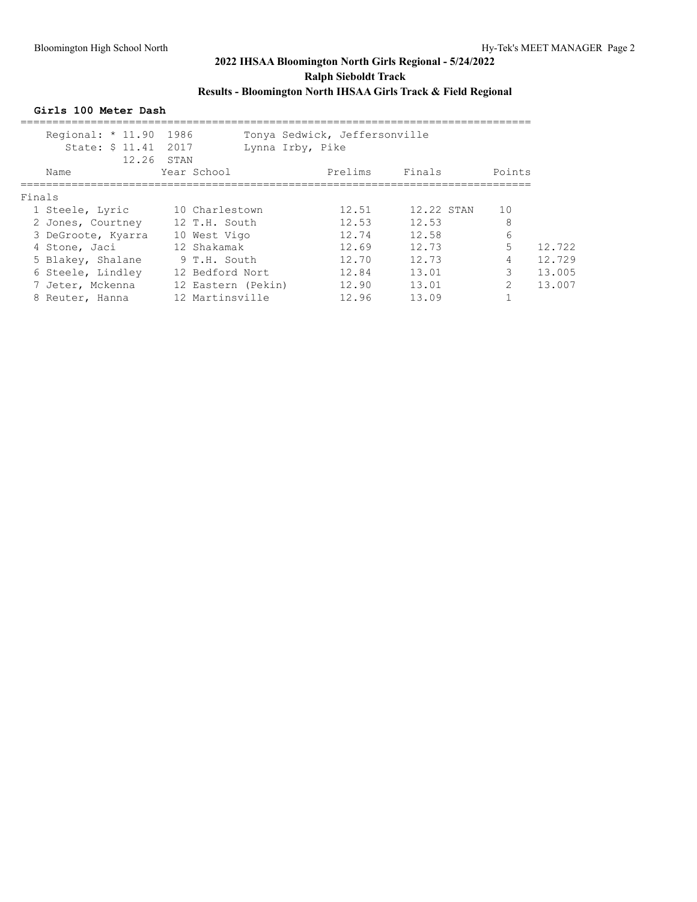## 2022 IHSAA Bloomington North Girls Regional - 5/24/2022

### Ralph Sieboldt Track

### Results - Bloomington North IHSAA Girls Track & Field Regional

**Girls 100 Meter Dash**

Regional: * 11.90 1986 Tonya Sedwick, Jeffersonville
State: $ 11.41 2017 Lynna Irby, Pike
12.26 STAN

Finals

| Place | Name | Year | School | Prelims | Finals | | Points | |
|---|---|---|---|---|---|---|---|---|
| 1 | Steele, Lyric | 10 | Charlestown | 12.51 | 12.22 | STAN | 10 | |
| 2 | Jones, Courtney | 12 | T.H. South | 12.53 | 12.53 | | 8 | |
| 3 | DeGroote, Kyarra | 10 | West Vigo | 12.74 | 12.58 | | 6 | |
| 4 | Stone, Jaci | 12 | Shakamak | 12.69 | 12.73 | | 5 | 12.722 |
| 5 | Blakey, Shalane | 9 | T.H. South | 12.70 | 12.73 | | 4 | 12.729 |
| 6 | Steele, Lindley | 12 | Bedford Nort | 12.84 | 13.01 | | 3 | 13.005 |
| 7 | Jeter, Mckenna | 12 | Eastern (Pekin) | 12.90 | 13.01 | | 2 | 13.007 |
| 8 | Reuter, Hanna | 12 | Martinsville | 12.96 | 13.09 | | 1 | |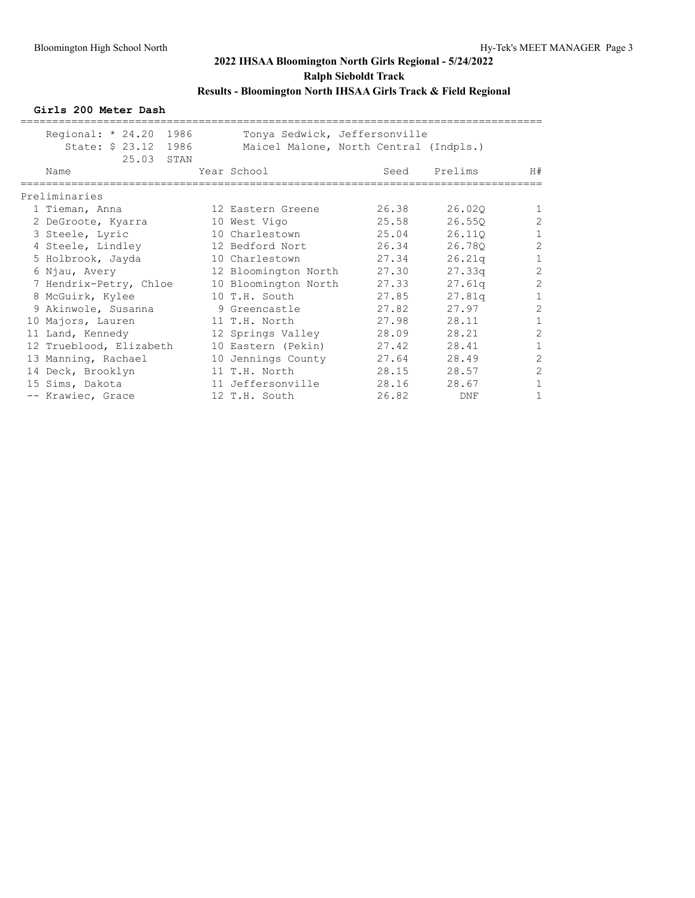# 2022 IHSAA Bloomington North Girls Regional - 5/24/2022

## Ralph Sieboldt Track

### Results - Bloomington North IHSAA Girls Track & Field Regional

**Girls 200 Meter Dash**

Regional: * 24.20 1986 Tonya Sedwick, Jeffersonville
State: $ 23.12 1986 Maicel Malone, North Central (Indpls.)
25.03 STAN

| | Name | Year | School | Seed | Prelims | H# |
|---|---|---|---|---|---|---|
| **Preliminaries** | | | | | | |
| 1 | Tieman, Anna | 12 | Eastern Greene | 26.38 | 26.02Q | 1 |
| 2 | DeGroote, Kyarra | 10 | West Vigo | 25.58 | 26.55Q | 2 |
| 3 | Steele, Lyric | 10 | Charlestown | 25.04 | 26.11Q | 1 |
| 4 | Steele, Lindley | 12 | Bedford Nort | 26.34 | 26.78Q | 2 |
| 5 | Holbrook, Jayda | 10 | Charlestown | 27.34 | 26.21q | 1 |
| 6 | Njau, Avery | 12 | Bloomington North | 27.30 | 27.33q | 2 |
| 7 | Hendrix-Petry, Chloe | 10 | Bloomington North | 27.33 | 27.61q | 2 |
| 8 | McGuirk, Kylee | 10 | T.H. South | 27.85 | 27.81q | 1 |
| 9 | Akinwole, Susanna | 9 | Greencastle | 27.82 | 27.97 | 2 |
| 10 | Majors, Lauren | 11 | T.H. North | 27.98 | 28.11 | 1 |
| 11 | Land, Kennedy | 12 | Springs Valley | 28.09 | 28.21 | 2 |
| 12 | Trueblood, Elizabeth | 10 | Eastern (Pekin) | 27.42 | 28.41 | 1 |
| 13 | Manning, Rachael | 10 | Jennings County | 27.64 | 28.49 | 2 |
| 14 | Deck, Brooklyn | 11 | T.H. North | 28.15 | 28.57 | 2 |
| 15 | Sims, Dakota | 11 | Jeffersonville | 28.16 | 28.67 | 1 |
| -- | Krawiec, Grace | 12 | T.H. South | 26.82 | DNF | 1 |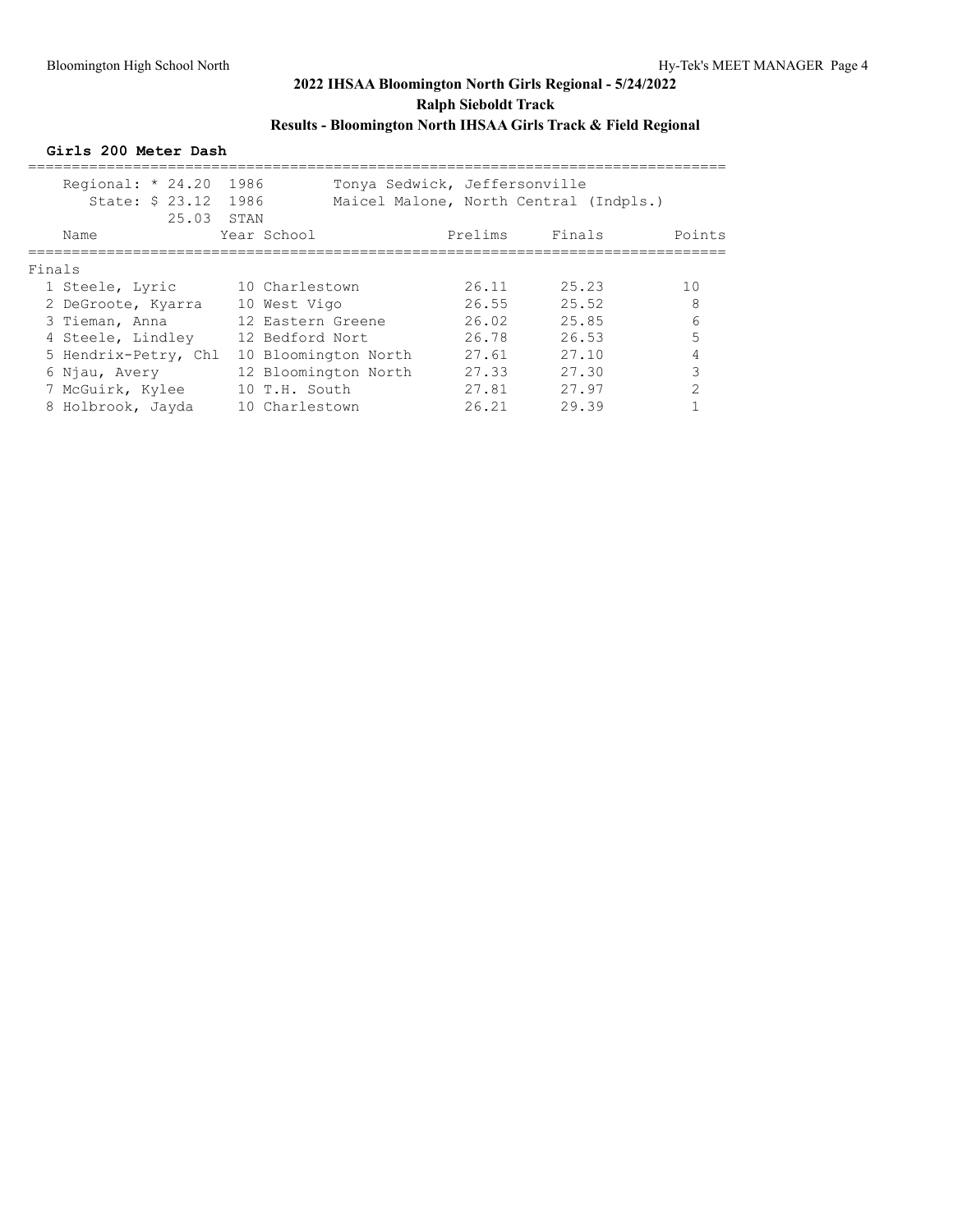## 2022 IHSAA Bloomington North Girls Regional - 5/24/2022

### Ralph Sieboldt Track

### Results - Bloomington North IHSAA Girls Track & Field Regional

**Girls 200 Meter Dash**

| | | | |
|---|---|---|---|
| Regional: * 24.20 | 1986 | Tonya Sedwick, Jeffersonville | |
| State: $ 23.12 | 1986 | Maicel Malone, North Central (Indpls.) | |
| 25.03 | STAN | | |

Finals

| Place | Name | Year | School | Prelims | Finals | Points |
|---|---|---|---|---|---|---|
| 1 | Steele, Lyric | 10 | Charlestown | 26.11 | 25.23 | 10 |
| 2 | DeGroote, Kyarra | 10 | West Vigo | 26.55 | 25.52 | 8 |
| 3 | Tieman, Anna | 12 | Eastern Greene | 26.02 | 25.85 | 6 |
| 4 | Steele, Lindley | 12 | Bedford Nort | 26.78 | 26.53 | 5 |
| 5 | Hendrix-Petry, Chl | 10 | Bloomington North | 27.61 | 27.10 | 4 |
| 6 | Njau, Avery | 12 | Bloomington North | 27.33 | 27.30 | 3 |
| 7 | McGuirk, Kylee | 10 | T.H. South | 27.81 | 27.97 | 2 |
| 8 | Holbrook, Jayda | 10 | Charlestown | 26.21 | 29.39 | 1 |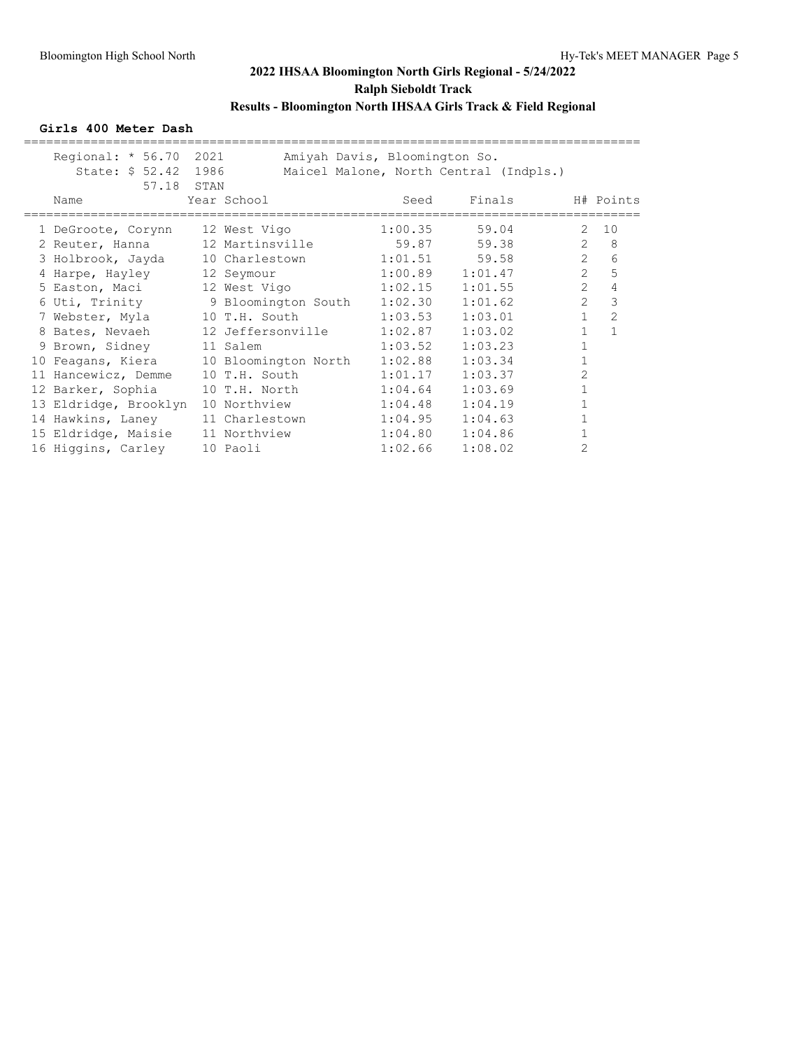# 2022 IHSAA Bloomington North Girls Regional - 5/24/2022

## Ralph Sieboldt Track

### Results - Bloomington North IHSAA Girls Track & Field Regional

**Girls 400 Meter Dash**

Regional: * 56.70  2021  Amiyah Davis, Bloomington So.
State: $ 52.42  1986  Maicel Malone, North Central (Indpls.)
57.18  STAN

| Place | Name | Year | School | Seed | Finals | H# | Points |
|---|---|---|---|---|---|---|---|
| 1 | DeGroote, Corynn | 12 | West Vigo | 1:00.35 | 59.04 | 2 | 10 |
| 2 | Reuter, Hanna | 12 | Martinsville | 59.87 | 59.38 | 2 | 8 |
| 3 | Holbrook, Jayda | 10 | Charlestown | 1:01.51 | 59.58 | 2 | 6 |
| 4 | Harpe, Hayley | 12 | Seymour | 1:00.89 | 1:01.47 | 2 | 5 |
| 5 | Easton, Maci | 12 | West Vigo | 1:02.15 | 1:01.55 | 2 | 4 |
| 6 | Uti, Trinity | 9 | Bloomington South | 1:02.30 | 1:01.62 | 2 | 3 |
| 7 | Webster, Myla | 10 | T.H. South | 1:03.53 | 1:03.01 | 1 | 2 |
| 8 | Bates, Nevaeh | 12 | Jeffersonville | 1:02.87 | 1:03.02 | 1 | 1 |
| 9 | Brown, Sidney | 11 | Salem | 1:03.52 | 1:03.23 | 1 | |
| 10 | Feagans, Kiera | 10 | Bloomington North | 1:02.88 | 1:03.34 | 1 | |
| 11 | Hancewicz, Demme | 10 | T.H. South | 1:01.17 | 1:03.37 | 2 | |
| 12 | Barker, Sophia | 10 | T.H. North | 1:04.64 | 1:03.69 | 1 | |
| 13 | Eldridge, Brooklyn | 10 | Northview | 1:04.48 | 1:04.19 | 1 | |
| 14 | Hawkins, Laney | 11 | Charlestown | 1:04.95 | 1:04.63 | 1 | |
| 15 | Eldridge, Maisie | 11 | Northview | 1:04.80 | 1:04.86 | 1 | |
| 16 | Higgins, Carley | 10 | Paoli | 1:02.66 | 1:08.02 | 2 | |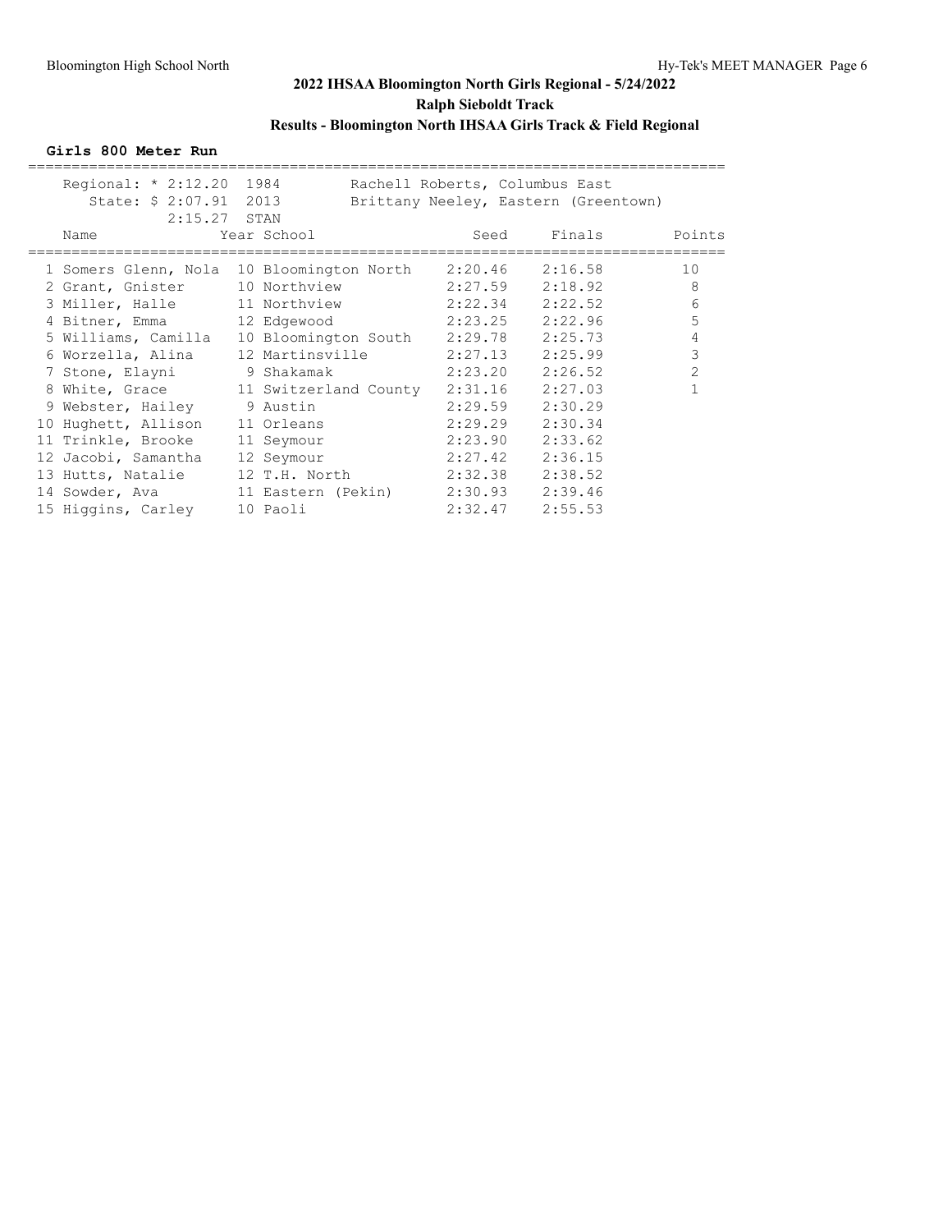# 2022 IHSAA Bloomington North Girls Regional - 5/24/2022

## Ralph Sieboldt Track

### Results - Bloomington North IHSAA Girls Track & Field Regional

**Girls 800 Meter Run**

| | | | |
|---|---|---|---|
| Regional: * 2:12.20 | 1984 | Rachell Roberts, Columbus East | |
| State: $ 2:07.91 | 2013 | Brittany Neeley, Eastern (Greentown) | |
| 2:15.27 | STAN | | |

| Place | Name | Year | School | Seed | Finals | Points |
|---|---|---|---|---|---|---|
| 1 | Somers Glenn, Nola | 10 | Bloomington North | 2:20.46 | 2:16.58 | 10 |
| 2 | Grant, Gnister | 10 | Northview | 2:27.59 | 2:18.92 | 8 |
| 3 | Miller, Halle | 11 | Northview | 2:22.34 | 2:22.52 | 6 |
| 4 | Bitner, Emma | 12 | Edgewood | 2:23.25 | 2:22.96 | 5 |
| 5 | Williams, Camilla | 10 | Bloomington South | 2:29.78 | 2:25.73 | 4 |
| 6 | Worzella, Alina | 12 | Martinsville | 2:27.13 | 2:25.99 | 3 |
| 7 | Stone, Elayni | 9 | Shakamak | 2:23.20 | 2:26.52 | 2 |
| 8 | White, Grace | 11 | Switzerland County | 2:31.16 | 2:27.03 | 1 |
| 9 | Webster, Hailey | 9 | Austin | 2:29.59 | 2:30.29 | |
| 10 | Hughett, Allison | 11 | Orleans | 2:29.29 | 2:30.34 | |
| 11 | Trinkle, Brooke | 11 | Seymour | 2:23.90 | 2:33.62 | |
| 12 | Jacobi, Samantha | 12 | Seymour | 2:27.42 | 2:36.15 | |
| 13 | Hutts, Natalie | 12 | T.H. North | 2:32.38 | 2:38.52 | |
| 14 | Sowder, Ava | 11 | Eastern (Pekin) | 2:30.93 | 2:39.46 | |
| 15 | Higgins, Carley | 10 | Paoli | 2:32.47 | 2:55.53 | |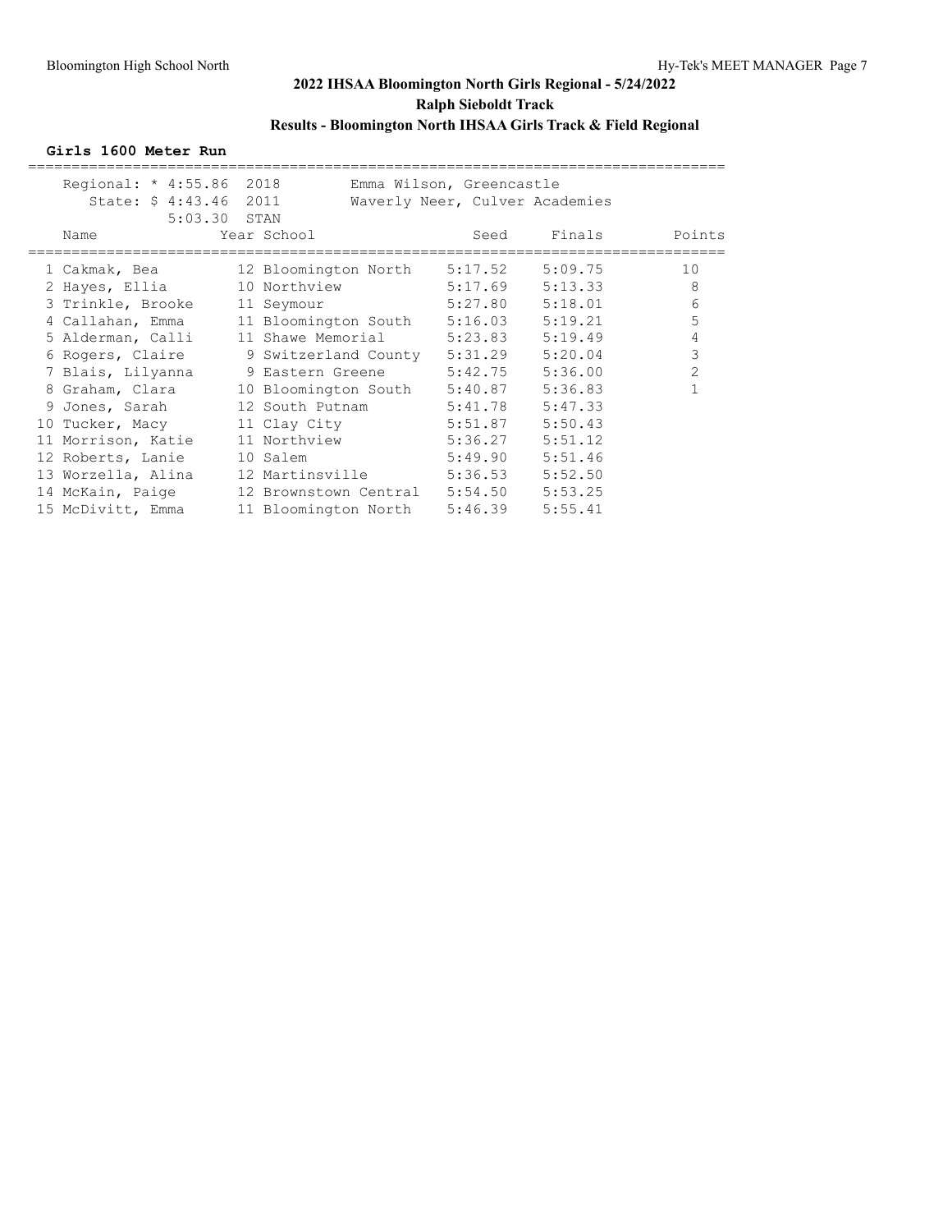# 2022 IHSAA Bloomington North Girls Regional - 5/24/2022

## Ralph Sieboldt Track

### Results - Bloomington North IHSAA Girls Track & Field Regional

**Girls 1600 Meter Run**

Regional: * 4:55.86 2018 Emma Wilson, Greencastle
State: $ 4:43.46 2011 Waverly Neer, Culver Academies
5:03.30 STAN

| | Name | Year | School | Seed | Finals | Points |
|---|---|---|---|---|---|---|
| 1 | Cakmak, Bea | 12 | Bloomington North | 5:17.52 | 5:09.75 | 10 |
| 2 | Hayes, Ellia | 10 | Northview | 5:17.69 | 5:13.33 | 8 |
| 3 | Trinkle, Brooke | 11 | Seymour | 5:27.80 | 5:18.01 | 6 |
| 4 | Callahan, Emma | 11 | Bloomington South | 5:16.03 | 5:19.21 | 5 |
| 5 | Alderman, Calli | 11 | Shawe Memorial | 5:23.83 | 5:19.49 | 4 |
| 6 | Rogers, Claire | 9 | Switzerland County | 5:31.29 | 5:20.04 | 3 |
| 7 | Blais, Lilyanna | 9 | Eastern Greene | 5:42.75 | 5:36.00 | 2 |
| 8 | Graham, Clara | 10 | Bloomington South | 5:40.87 | 5:36.83 | 1 |
| 9 | Jones, Sarah | 12 | South Putnam | 5:41.78 | 5:47.33 | |
| 10 | Tucker, Macy | 11 | Clay City | 5:51.87 | 5:50.43 | |
| 11 | Morrison, Katie | 11 | Northview | 5:36.27 | 5:51.12 | |
| 12 | Roberts, Lanie | 10 | Salem | 5:49.90 | 5:51.46 | |
| 13 | Worzella, Alina | 12 | Martinsville | 5:36.53 | 5:52.50 | |
| 14 | McKain, Paige | 12 | Brownstown Central | 5:54.50 | 5:53.25 | |
| 15 | McDivitt, Emma | 11 | Bloomington North | 5:46.39 | 5:55.41 | |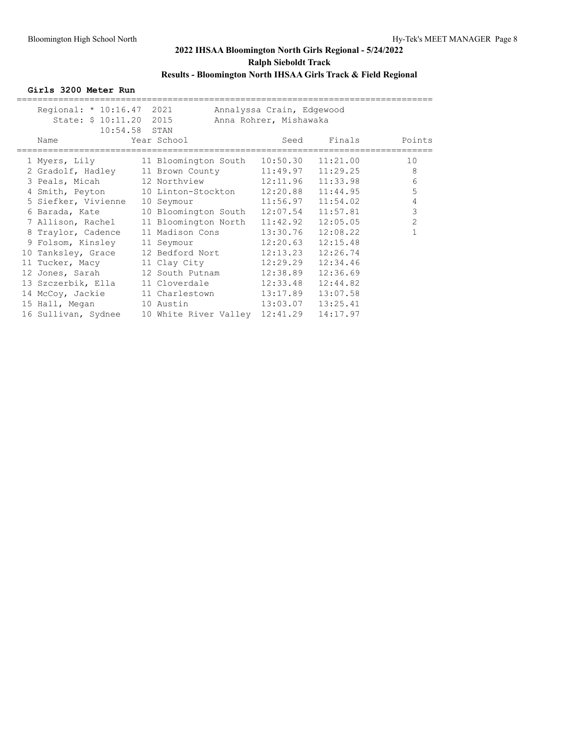# 2022 IHSAA Bloomington North Girls Regional - 5/24/2022

## Ralph Sieboldt Track

### Results - Bloomington North IHSAA Girls Track & Field Regional

**Girls 3200 Meter Run**

| Record | Time | Year | Holder |
|---|---|---|---|
| Regional: * | 10:16.47 | 2021 | Annalyssa Crain, Edgewood |
| State: $ | 10:11.20 | 2015 | Anna Rohrer, Mishawaka |
| | 10:54.58 | STAN | |

| Place | Name | Year | School | Seed | Finals | Points |
|---|---|---|---|---|---|---|
| 1 | Myers, Lily | 11 | Bloomington South | 10:50.30 | 11:21.00 | 10 |
| 2 | Gradolf, Hadley | 11 | Brown County | 11:49.97 | 11:29.25 | 8 |
| 3 | Peals, Micah | 12 | Northview | 12:11.96 | 11:33.98 | 6 |
| 4 | Smith, Peyton | 10 | Linton-Stockton | 12:20.88 | 11:44.95 | 5 |
| 5 | Siefker, Vivienne | 10 | Seymour | 11:56.97 | 11:54.02 | 4 |
| 6 | Barada, Kate | 10 | Bloomington South | 12:07.54 | 11:57.81 | 3 |
| 7 | Allison, Rachel | 11 | Bloomington North | 11:42.92 | 12:05.05 | 2 |
| 8 | Traylor, Cadence | 11 | Madison Cons | 13:30.76 | 12:08.22 | 1 |
| 9 | Folsom, Kinsley | 11 | Seymour | 12:20.63 | 12:15.48 | |
| 10 | Tanksley, Grace | 12 | Bedford Nort | 12:13.23 | 12:26.74 | |
| 11 | Tucker, Macy | 11 | Clay City | 12:29.29 | 12:34.46 | |
| 12 | Jones, Sarah | 12 | South Putnam | 12:38.89 | 12:36.69 | |
| 13 | Szczerbik, Ella | 11 | Cloverdale | 12:33.48 | 12:44.82 | |
| 14 | McCoy, Jackie | 11 | Charlestown | 13:17.89 | 13:07.58 | |
| 15 | Hall, Megan | 10 | Austin | 13:03.07 | 13:25.41 | |
| 16 | Sullivan, Sydnee | 10 | White River Valley | 12:41.29 | 14:17.97 | |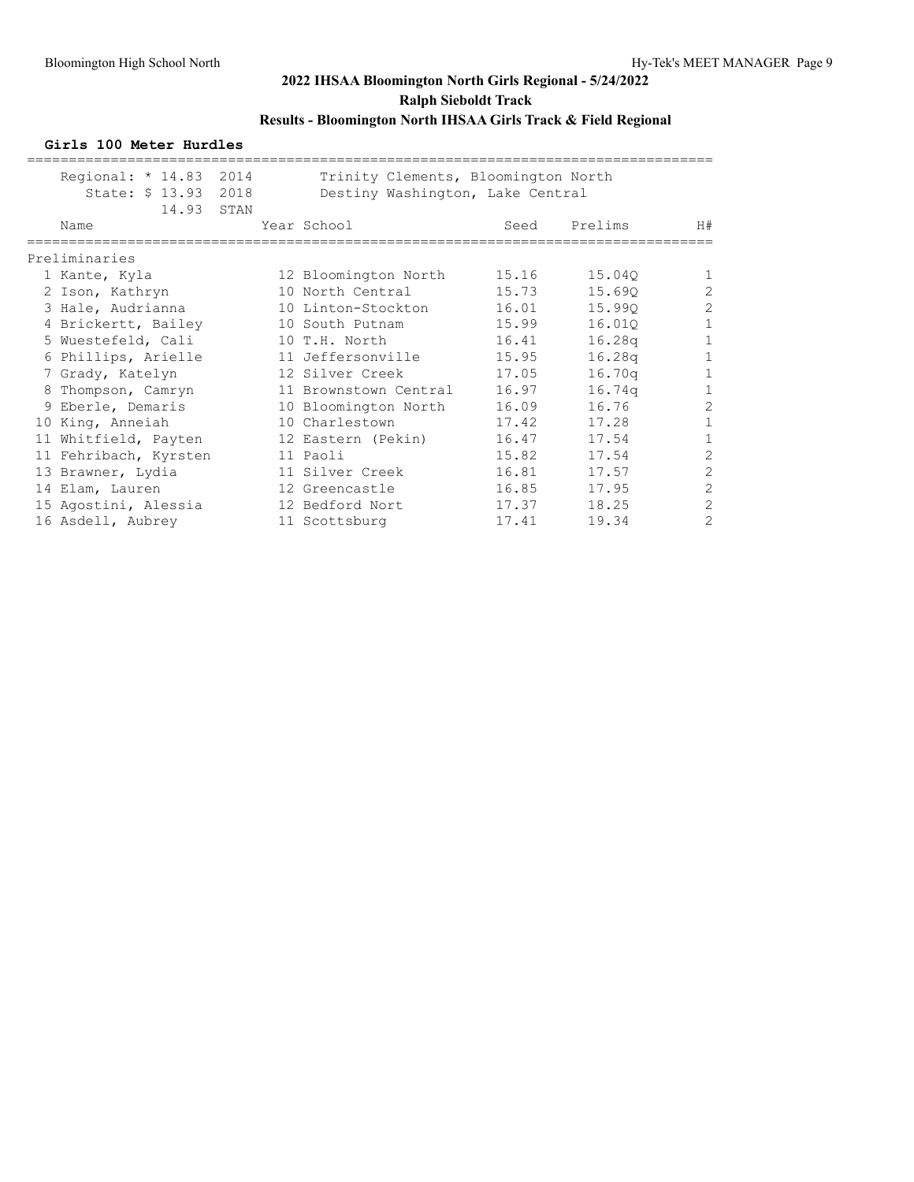# 2022 IHSAA Bloomington North Girls Regional - 5/24/2022

## Ralph Sieboldt Track

### Results - Bloomington North IHSAA Girls Track & Field Regional

**Girls 100 Meter Hurdles**

| Record | Time | Year | Holder |
|---|---|---|---|
| Regional: * | 14.83 | 2014 | Trinity Clements, Bloomington North |
| State: $ | 13.93 | 2018 | Destiny Washington, Lake Central |
| | 14.93 | STAN | |

**Preliminaries**

| | Name | Year | School | Seed | Prelims | H# |
|---|---|---|---|---|---|---|
| 1 | Kante, Kyla | 12 | Bloomington North | 15.16 | 15.04Q | 1 |
| 2 | Ison, Kathryn | 10 | North Central | 15.73 | 15.69Q | 2 |
| 3 | Hale, Audrianna | 10 | Linton-Stockton | 16.01 | 15.99Q | 2 |
| 4 | Brickertt, Bailey | 10 | South Putnam | 15.99 | 16.01Q | 1 |
| 5 | Wuestefeld, Cali | 10 | T.H. North | 16.41 | 16.28q | 1 |
| 6 | Phillips, Arielle | 11 | Jeffersonville | 15.95 | 16.28q | 1 |
| 7 | Grady, Katelyn | 12 | Silver Creek | 17.05 | 16.70q | 1 |
| 8 | Thompson, Camryn | 11 | Brownstown Central | 16.97 | 16.74q | 1 |
| 9 | Eberle, Demaris | 10 | Bloomington North | 16.09 | 16.76 | 2 |
| 10 | King, Anneiah | 10 | Charlestown | 17.42 | 17.28 | 1 |
| 11 | Whitfield, Payten | 12 | Eastern (Pekin) | 16.47 | 17.54 | 1 |
| 11 | Fehribach, Kyrsten | 11 | Paoli | 15.82 | 17.54 | 2 |
| 13 | Brawner, Lydia | 11 | Silver Creek | 16.81 | 17.57 | 2 |
| 14 | Elam, Lauren | 12 | Greencastle | 16.85 | 17.95 | 2 |
| 15 | Agostini, Alessia | 12 | Bedford Nort | 17.37 | 18.25 | 2 |
| 16 | Asdell, Aubrey | 11 | Scottsburg | 17.41 | 19.34 | 2 |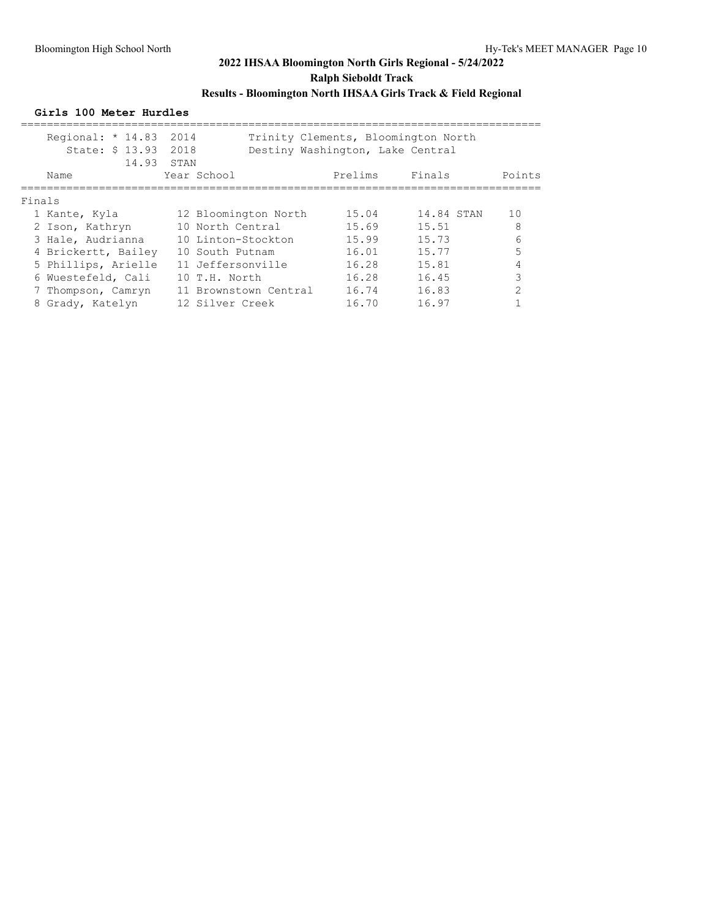## 2022 IHSAA Bloomington North Girls Regional - 5/24/2022

### Ralph Sieboldt Track

### Results - Bloomington North IHSAA Girls Track & Field Regional

**Girls 100 Meter Hurdles**

Regional: * 14.83 2014 Trinity Clements, Bloomington North
State: $ 13.93 2018 Destiny Washington, Lake Central
14.93 STAN

**Finals**

| | Name | Year | School | Prelims | Finals | | Points |
|---|---|---|---|---|---|---|---|
| 1 | Kante, Kyla | 12 | Bloomington North | 15.04 | 14.84 | STAN | 10 |
| 2 | Ison, Kathryn | 10 | North Central | 15.69 | 15.51 | | 8 |
| 3 | Hale, Audrianna | 10 | Linton-Stockton | 15.99 | 15.73 | | 6 |
| 4 | Brickertt, Bailey | 10 | South Putnam | 16.01 | 15.77 | | 5 |
| 5 | Phillips, Arielle | 11 | Jeffersonville | 16.28 | 15.81 | | 4 |
| 6 | Wuestefeld, Cali | 10 | T.H. North | 16.28 | 16.45 | | 3 |
| 7 | Thompson, Camryn | 11 | Brownstown Central | 16.74 | 16.83 | | 2 |
| 8 | Grady, Katelyn | 12 | Silver Creek | 16.70 | 16.97 | | 1 |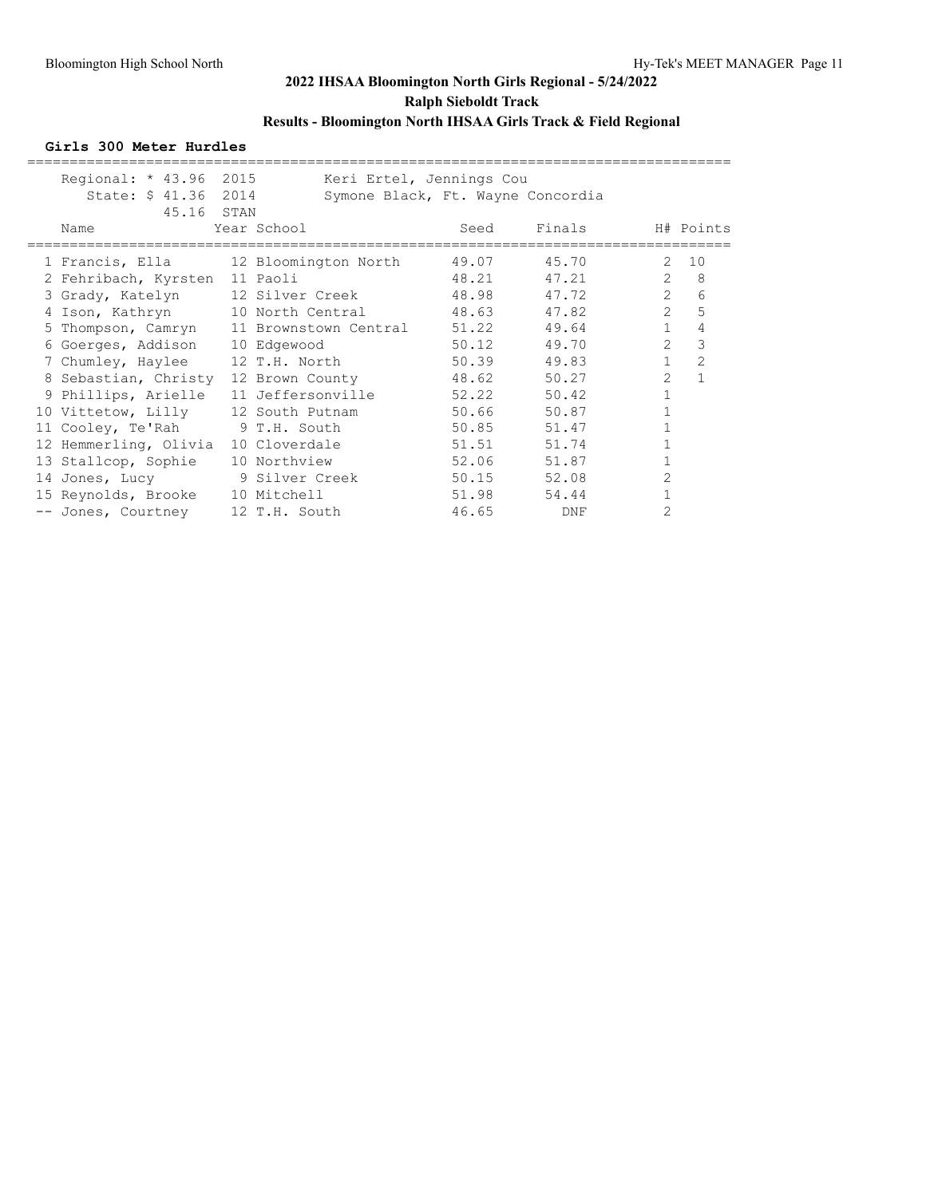# 2022 IHSAA Bloomington North Girls Regional - 5/24/2022

**Ralph Sieboldt Track**

**Results - Bloomington North IHSAA Girls Track & Field Regional**

### Girls 300 Meter Hurdles

Regional: * 43.96 2015 Keri Ertel, Jennings Cou
State: $ 41.36 2014 Symone Black, Ft. Wayne Concordia
45.16 STAN

| | Name | Year | School | Seed | Finals | H# | Points |
|---|---|---|---|---|---|---|---|
| 1 | Francis, Ella | 12 | Bloomington North | 49.07 | 45.70 | 2 | 10 |
| 2 | Fehribach, Kyrsten | 11 | Paoli | 48.21 | 47.21 | 2 | 8 |
| 3 | Grady, Katelyn | 12 | Silver Creek | 48.98 | 47.72 | 2 | 6 |
| 4 | Ison, Kathryn | 10 | North Central | 48.63 | 47.82 | 2 | 5 |
| 5 | Thompson, Camryn | 11 | Brownstown Central | 51.22 | 49.64 | 1 | 4 |
| 6 | Goerges, Addison | 10 | Edgewood | 50.12 | 49.70 | 2 | 3 |
| 7 | Chumley, Haylee | 12 | T.H. North | 50.39 | 49.83 | 1 | 2 |
| 8 | Sebastian, Christy | 12 | Brown County | 48.62 | 50.27 | 2 | 1 |
| 9 | Phillips, Arielle | 11 | Jeffersonville | 52.22 | 50.42 | 1 | |
| 10 | Vittetow, Lilly | 12 | South Putnam | 50.66 | 50.87 | 1 | |
| 11 | Cooley, Te'Rah | 9 | T.H. South | 50.85 | 51.47 | 1 | |
| 12 | Hemmerling, Olivia | 10 | Cloverdale | 51.51 | 51.74 | 1 | |
| 13 | Stallcop, Sophie | 10 | Northview | 52.06 | 51.87 | 1 | |
| 14 | Jones, Lucy | 9 | Silver Creek | 50.15 | 52.08 | 2 | |
| 15 | Reynolds, Brooke | 10 | Mitchell | 51.98 | 54.44 | 1 | |
| -- | Jones, Courtney | 12 | T.H. South | 46.65 | DNF | 2 | |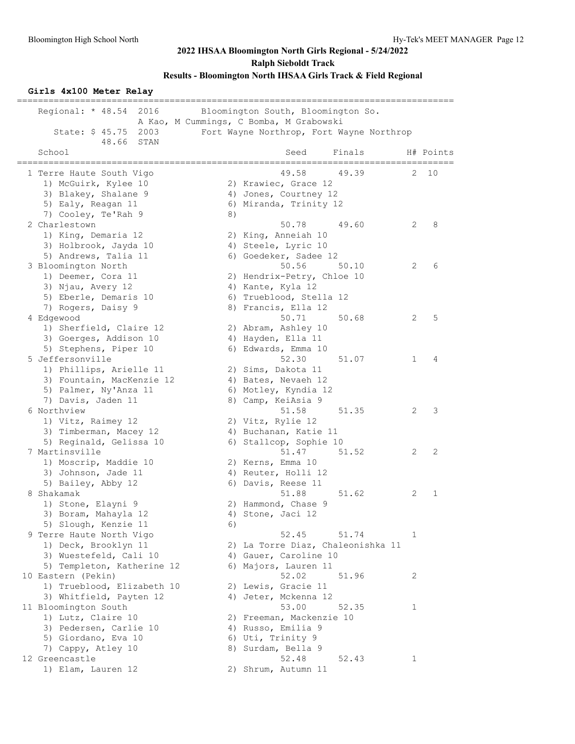# 2022 IHSAA Bloomington North Girls Regional - 5/24/2022

## Ralph Sieboldt Track

### Results - Bloomington North IHSAA Girls Track & Field Regional

**Girls 4x100 Meter Relay**

```
================================================================================
   Regional: * 48.54  2016        Bloomington South, Bloomington So.
                   A Kao, M Cummings, C Bomba, M Grabowski
      State: $ 45.75  2003        Fort Wayne Northrop, Fort Wayne Northrop
             48.66  STAN
    School                                            Seed     Finals       H# Points
================================================================================
  1 Terre Haute South Vigo                          49.58      49.39        2  10
     1) McGuirk, Kylee 10               2) Krawiec, Grace 12
     3) Blakey, Shalane 9               4) Jones, Courtney 12
     5) Ealy, Reagan 11                 6) Miranda, Trinity 12
     7) Cooley, Te'Rah 9                8)
  2 Charlestown                                     50.78      49.60        2   8
     1) King, Demaria 12                2) King, Anneiah 10
     3) Holbrook, Jayda 10              4) Steele, Lyric 10
     5) Andrews, Talia 11               6) Goedeker, Sadee 12
  3 Bloomington North                               50.56      50.10        2   6
     1) Deemer, Cora 11                 2) Hendrix-Petry, Chloe 10
     3) Njau, Avery 12                  4) Kante, Kyla 12
     5) Eberle, Demaris 10              6) Trueblood, Stella 12
     7) Rogers, Daisy 9                 8) Francis, Ella 12
  4 Edgewood                                        50.71      50.68        2   5
     1) Sherfield, Claire 12            2) Abram, Ashley 10
     3) Goerges, Addison 10             4) Hayden, Ella 11
     5) Stephens, Piper 10              6) Edwards, Emma 10
  5 Jeffersonville                                  52.30      51.07        1   4
     1) Phillips, Arielle 11            2) Sims, Dakota 11
     3) Fountain, MacKenzie 12          4) Bates, Nevaeh 12
     5) Palmer, Ny'Anza 11              6) Motley, Kyndia 12
     7) Davis, Jaden 11                 8) Camp, KeiAsia 9
  6 Northview                                       51.58      51.35        2   3
     1) Vitz, Raimey 12                 2) Vitz, Rylie 12
     3) Timberman, Macey 12             4) Buchanan, Katie 11
     5) Reginald, Gelissa 10            6) Stallcop, Sophie 10
  7 Martinsville                                    51.47      51.52        2   2
     1) Moscrip, Maddie 10              2) Kerns, Emma 10
     3) Johnson, Jade 11                4) Reuter, Holli 12
     5) Bailey, Abby 12                 6) Davis, Reese 11
  8 Shakamak                                        51.88      51.62        2   1
     1) Stone, Elayni 9                 2) Hammond, Chase 9
     3) Boram, Mahayla 12               4) Stone, Jaci 12
     5) Slough, Kenzie 11               6)
  9 Terre Haute North Vigo                          52.45      51.74        1
     1) Deck, Brooklyn 11               2) La Torre Diaz, Chaleonishka 11
     3) Wuestefeld, Cali 10             4) Gauer, Caroline 10
     5) Templeton, Katherine 12         6) Majors, Lauren 11
 10 Eastern (Pekin)                                 52.02      51.96        2
     1) Trueblood, Elizabeth 10         2) Lewis, Gracie 11
     3) Whitfield, Payten 12            4) Jeter, Mckenna 12
 11 Bloomington South                               53.00      52.35        1
     1) Lutz, Claire 10                 2) Freeman, Mackenzie 10
     3) Pedersen, Carlie 10             4) Russo, Emilia 9
     5) Giordano, Eva 10                6) Uti, Trinity 9
     7) Cappy, Atley 10                 8) Surdam, Bella 9
 12 Greencastle                                     52.48      52.43        1
     1) Elam, Lauren 12                 2) Shrum, Autumn 11
```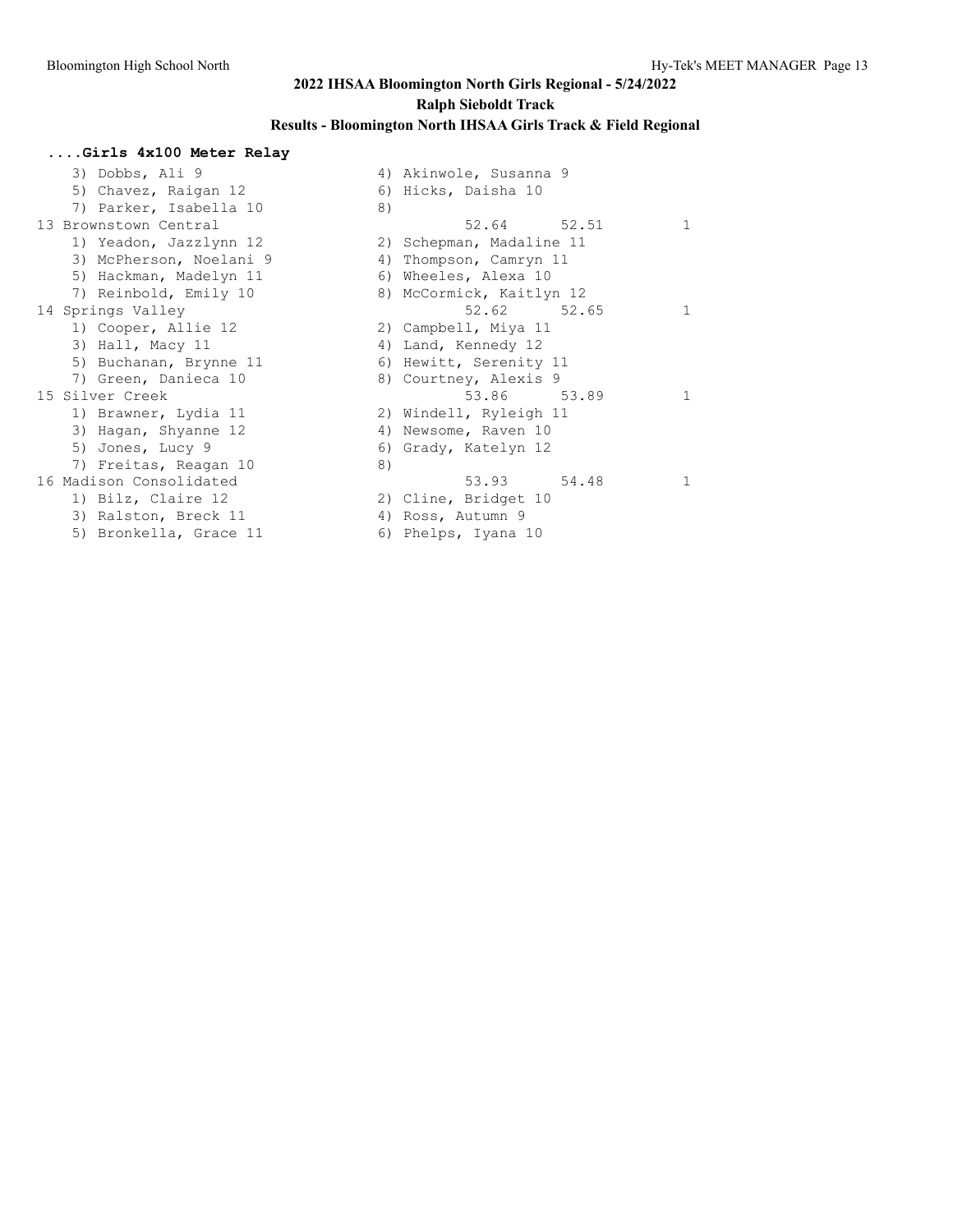# 2022 IHSAA Bloomington North Girls Regional - 5/24/2022

## Ralph Sieboldt Track

### Results - Bloomington North IHSAA Girls Track & Field Regional

#### ....Girls 4x100 Meter Relay

```
    3) Dobbs, Ali 9                    4) Akinwole, Susanna 9
    5) Chavez, Raigan 12               6) Hicks, Daisha 10
    7) Parker, Isabella 10             8)
13 Brownstown Central                          52.64      52.51         1
    1) Yeadon, Jazzlynn 12             2) Schepman, Madaline 11
    3) McPherson, Noelani 9            4) Thompson, Camryn 11
    5) Hackman, Madelyn 11             6) Wheeles, Alexa 10
    7) Reinbold, Emily 10              8) McCormick, Kaitlyn 12
14 Springs Valley                              52.62      52.65         1
    1) Cooper, Allie 12                2) Campbell, Miya 11
    3) Hall, Macy 11                   4) Land, Kennedy 12
    5) Buchanan, Brynne 11             6) Hewitt, Serenity 11
    7) Green, Danieca 10               8) Courtney, Alexis 9
15 Silver Creek                                53.86      53.89         1
    1) Brawner, Lydia 11               2) Windell, Ryleigh 11
    3) Hagan, Shyanne 12               4) Newsome, Raven 10
    5) Jones, Lucy 9                   6) Grady, Katelyn 12
    7) Freitas, Reagan 10              8)
16 Madison Consolidated                        53.93      54.48         1
    1) Bilz, Claire 12                 2) Cline, Bridget 10
    3) Ralston, Breck 11               4) Ross, Autumn 9
    5) Bronkella, Grace 11             6) Phelps, Iyana 10
```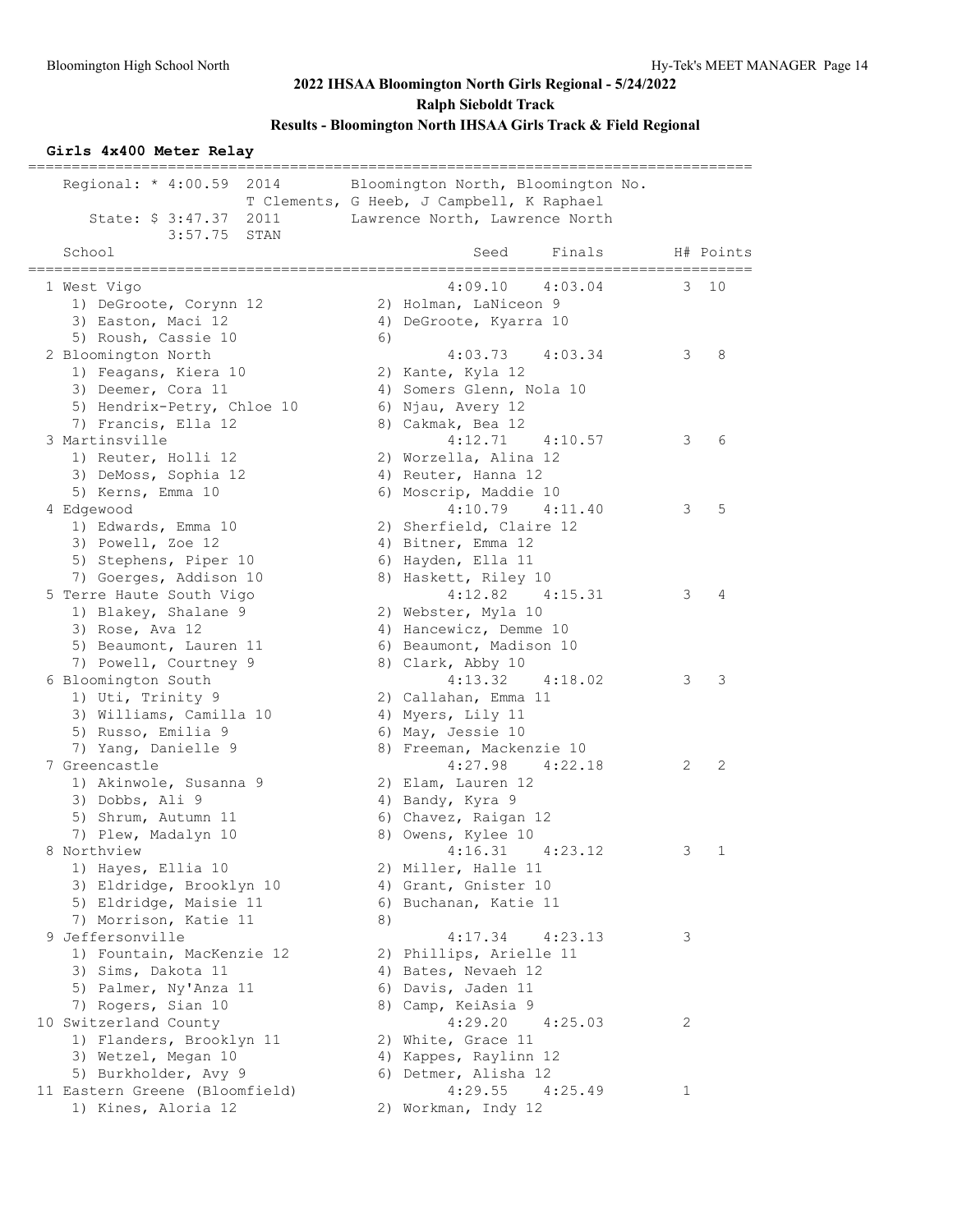## 2022 IHSAA Bloomington North Girls Regional - 5/24/2022

### Ralph Sieboldt Track

### Results - Bloomington North IHSAA Girls Track & Field Regional

**Girls 4x400 Meter Relay**

```
================================================================================
   Regional: * 4:00.59  2014        Bloomington North, Bloomington No.
                        T Clements, G Heeb, J Campbell, K Raphael
      State: $ 3:47.37  2011        Lawrence North, Lawrence North
             3:57.75  STAN
   School                                            Seed     Finals      H# Points
================================================================================
  1 West Vigo                                     4:09.10    4:03.04       3  10
     1) DeGroote, Corynn 12             2) Holman, LaNiceon 9
     3) Easton, Maci 12                 4) DeGroote, Kyarra 10
     5) Roush, Cassie 10                6)
  2 Bloomington North                             4:03.73    4:03.34       3   8
     1) Feagans, Kiera 10               2) Kante, Kyla 12
     3) Deemer, Cora 11                 4) Somers Glenn, Nola 10
     5) Hendrix-Petry, Chloe 10         6) Njau, Avery 12
     7) Francis, Ella 12                8) Cakmak, Bea 12
  3 Martinsville                                  4:12.71    4:10.57       3   6
     1) Reuter, Holli 12                2) Worzella, Alina 12
     3) DeMoss, Sophia 12               4) Reuter, Hanna 12
     5) Kerns, Emma 10                  6) Moscrip, Maddie 10
  4 Edgewood                                      4:10.79    4:11.40       3   5
     1) Edwards, Emma 10                2) Sherfield, Claire 12
     3) Powell, Zoe 12                  4) Bitner, Emma 12
     5) Stephens, Piper 10              6) Hayden, Ella 11
     7) Goerges, Addison 10             8) Haskett, Riley 10
  5 Terre Haute South Vigo                        4:12.82    4:15.31       3   4
     1) Blakey, Shalane 9               2) Webster, Myla 10
     3) Rose, Ava 12                    4) Hancewicz, Demme 10
     5) Beaumont, Lauren 11             6) Beaumont, Madison 10
     7) Powell, Courtney 9              8) Clark, Abby 10
  6 Bloomington South                             4:13.32    4:18.02       3   3
     1) Uti, Trinity 9                  2) Callahan, Emma 11
     3) Williams, Camilla 10            4) Myers, Lily 11
     5) Russo, Emilia 9                 6) May, Jessie 10
     7) Yang, Danielle 9                8) Freeman, Mackenzie 10
  7 Greencastle                                   4:27.98    4:22.18       2   2
     1) Akinwole, Susanna 9             2) Elam, Lauren 12
     3) Dobbs, Ali 9                    4) Bandy, Kyra 9
     5) Shrum, Autumn 11                6) Chavez, Raigan 12
     7) Plew, Madalyn 10                8) Owens, Kylee 10
  8 Northview                                     4:16.31    4:23.12       3   1
     1) Hayes, Ellia 10                 2) Miller, Halle 11
     3) Eldridge, Brooklyn 10           4) Grant, Gnister 10
     5) Eldridge, Maisie 11             6) Buchanan, Katie 11
     7) Morrison, Katie 11              8)
  9 Jeffersonville                                4:17.34    4:23.13       3
     1) Fountain, MacKenzie 12          2) Phillips, Arielle 11
     3) Sims, Dakota 11                 4) Bates, Nevaeh 12
     5) Palmer, Ny'Anza 11              6) Davis, Jaden 11
     7) Rogers, Sian 10                 8) Camp, KeiAsia 9
 10 Switzerland County                            4:29.20    4:25.03       2
     1) Flanders, Brooklyn 11           2) White, Grace 11
     3) Wetzel, Megan 10                4) Kappes, Raylinn 12
     5) Burkholder, Avy 9               6) Detmer, Alisha 12
 11 Eastern Greene (Bloomfield)                   4:29.55    4:25.49       1
     1) Kines, Aloria 12                2) Workman, Indy 12
```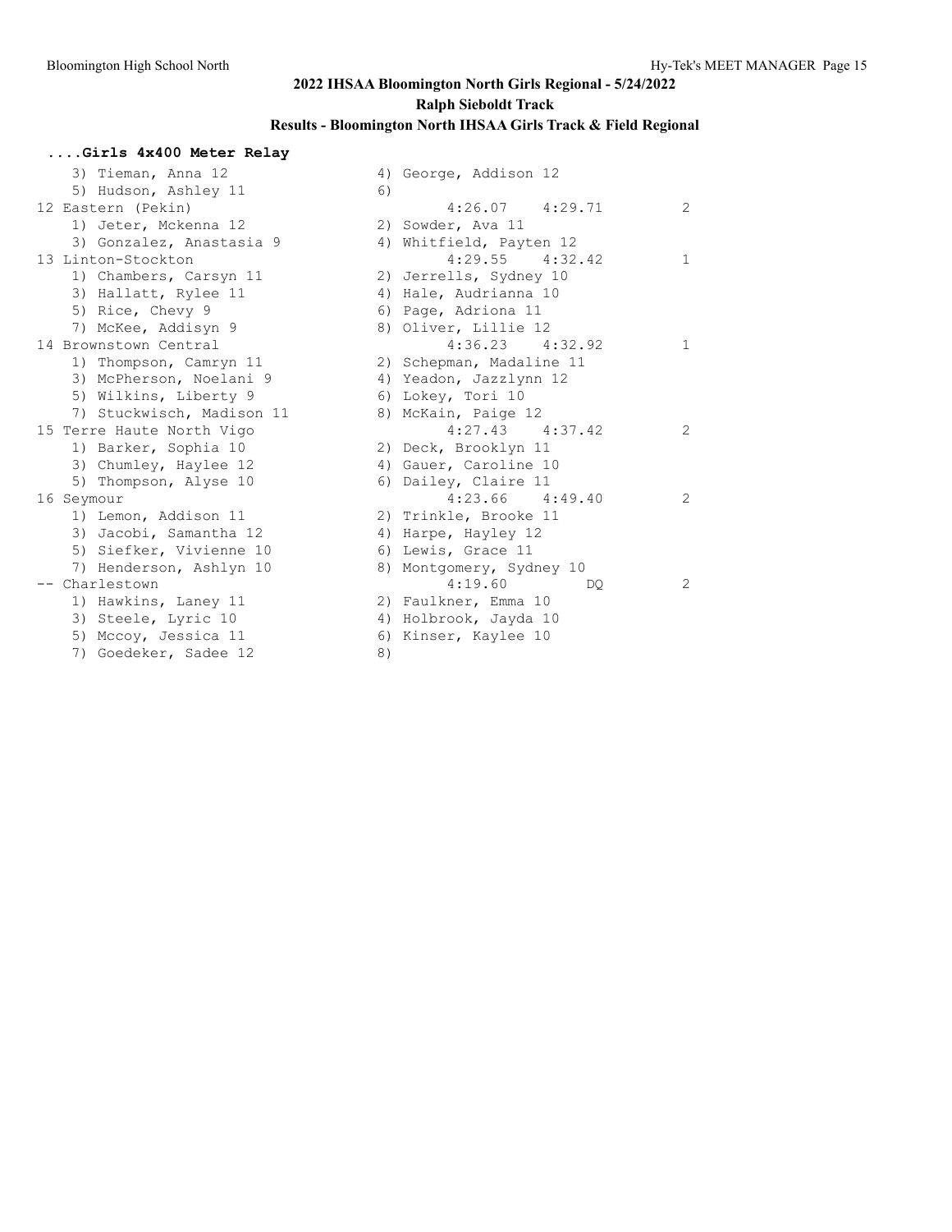## 2022 IHSAA Bloomington North Girls Regional - 5/24/2022

### Ralph Sieboldt Track

### Results - Bloomington North IHSAA Girls Track & Field Regional

#### ....Girls 4x400 Meter Relay

```
    3) Tieman, Anna 12                4) George, Addison 12
    5) Hudson, Ashley 11              6)
12 Eastern (Pekin)                          4:26.07    4:29.71          2
    1) Jeter, Mckenna 12              2) Sowder, Ava 11
    3) Gonzalez, Anastasia 9          4) Whitfield, Payten 12
13 Linton-Stockton                          4:29.55    4:32.42          1
    1) Chambers, Carsyn 11            2) Jerrells, Sydney 10
    3) Hallatt, Rylee 11              4) Hale, Audrianna 10
    5) Rice, Chevy 9                  6) Page, Adriona 11
    7) McKee, Addisyn 9               8) Oliver, Lillie 12
14 Brownstown Central                       4:36.23    4:32.92          1
    1) Thompson, Camryn 11            2) Schepman, Madaline 11
    3) McPherson, Noelani 9           4) Yeadon, Jazzlynn 12
    5) Wilkins, Liberty 9             6) Lokey, Tori 10
    7) Stuckwisch, Madison 11         8) McKain, Paige 12
15 Terre Haute North Vigo                   4:27.43    4:37.42          2
    1) Barker, Sophia 10              2) Deck, Brooklyn 11
    3) Chumley, Haylee 12             4) Gauer, Caroline 10
    5) Thompson, Alyse 10             6) Dailey, Claire 11
16 Seymour                                  4:23.66    4:49.40          2
    1) Lemon, Addison 11              2) Trinkle, Brooke 11
    3) Jacobi, Samantha 12            4) Harpe, Hayley 12
    5) Siefker, Vivienne 10           6) Lewis, Grace 11
    7) Henderson, Ashlyn 10           8) Montgomery, Sydney 10
-- Charlestown                              4:19.60         DQ          2
    1) Hawkins, Laney 11              2) Faulkner, Emma 10
    3) Steele, Lyric 10               4) Holbrook, Jayda 10
    5) Mccoy, Jessica 11              6) Kinser, Kaylee 10
    7) Goedeker, Sadee 12             8)
```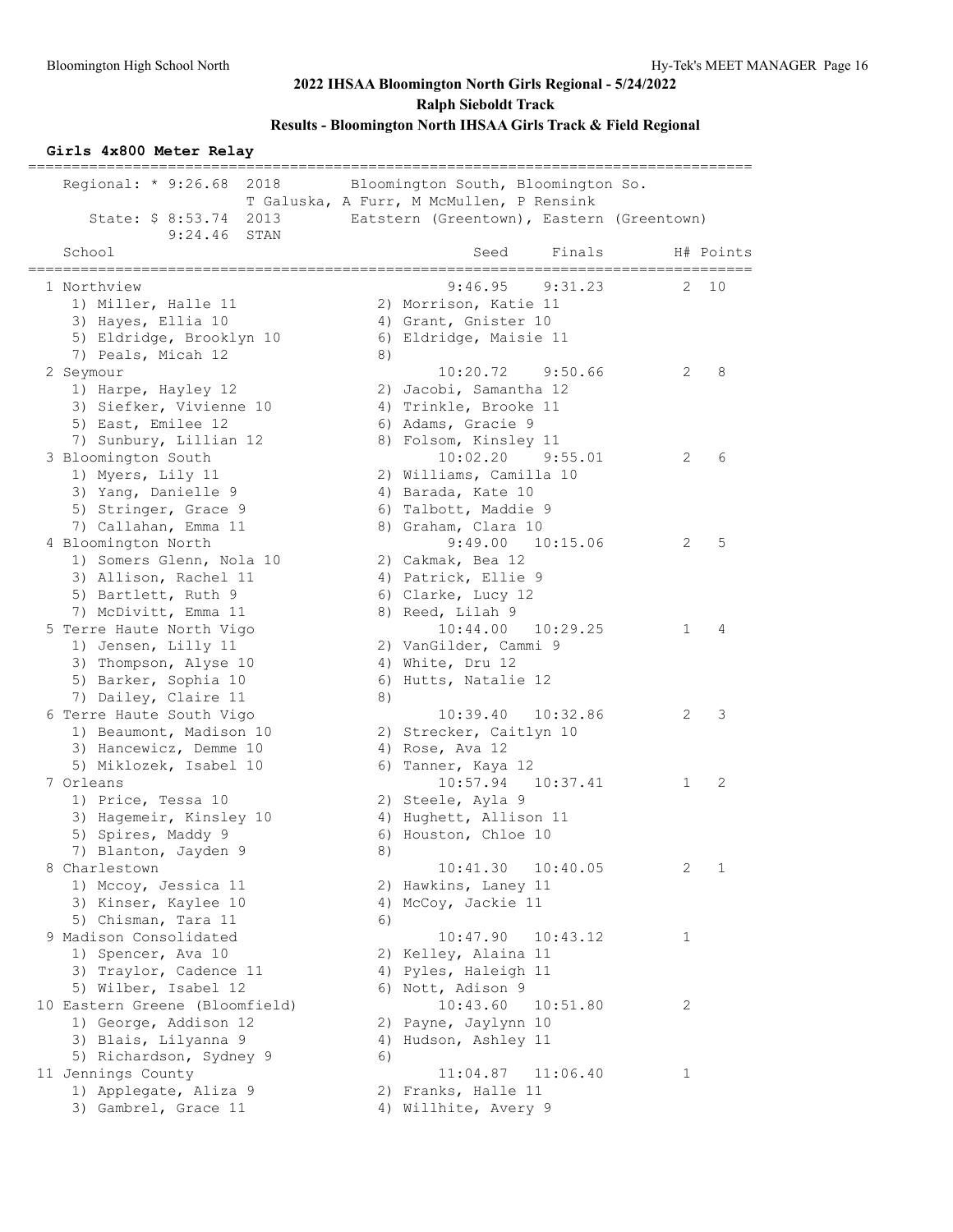## 2022 IHSAA Bloomington North Girls Regional - 5/24/2022

### Ralph Sieboldt Track

### Results - Bloomington North IHSAA Girls Track & Field Regional

**Girls 4x800 Meter Relay**

```
================================================================================
   Regional: * 9:26.68  2018        Bloomington South, Bloomington So.
                        T Galuska, A Furr, M McMullen, P Rensink
      State: $ 8:53.74  2013        Eatstern (Greentown), Eastern (Greentown)
             9:24.46  STAN
   School                                    Seed     Finals        H# Points
================================================================================
  1 Northview                               9:46.95    9:31.23        2  10
     1) Miller, Halle 11               2) Morrison, Katie 11
     3) Hayes, Ellia 10                4) Grant, Gnister 10
     5) Eldridge, Brooklyn 10          6) Eldridge, Maisie 11
     7) Peals, Micah 12                8)
  2 Seymour                                10:20.72    9:50.66        2   8
     1) Harpe, Hayley 12               2) Jacobi, Samantha 12
     3) Siefker, Vivienne 10           4) Trinkle, Brooke 11
     5) East, Emilee 12                6) Adams, Gracie 9
     7) Sunbury, Lillian 12            8) Folsom, Kinsley 11
  3 Bloomington South                      10:02.20    9:55.01        2   6
     1) Myers, Lily 11                 2) Williams, Camilla 10
     3) Yang, Danielle 9               4) Barada, Kate 10
     5) Stringer, Grace 9              6) Talbott, Maddie 9
     7) Callahan, Emma 11              8) Graham, Clara 10
  4 Bloomington North                       9:49.00   10:15.06        2   5
     1) Somers Glenn, Nola 10          2) Cakmak, Bea 12
     3) Allison, Rachel 11             4) Patrick, Ellie 9
     5) Bartlett, Ruth 9               6) Clarke, Lucy 12
     7) McDivitt, Emma 11              8) Reed, Lilah 9
  5 Terre Haute North Vigo                 10:44.00   10:29.25        1   4
     1) Jensen, Lilly 11               2) VanGilder, Cammi 9
     3) Thompson, Alyse 10             4) White, Dru 12
     5) Barker, Sophia 10              6) Hutts, Natalie 12
     7) Dailey, Claire 11              8)
  6 Terre Haute South Vigo                 10:39.40   10:32.86        2   3
     1) Beaumont, Madison 10           2) Strecker, Caitlyn 10
     3) Hancewicz, Demme 10            4) Rose, Ava 12
     5) Miklozek, Isabel 10            6) Tanner, Kaya 12
  7 Orleans                                10:57.94   10:37.41        1   2
     1) Price, Tessa 10                2) Steele, Ayla 9
     3) Hagemeir, Kinsley 10           4) Hughett, Allison 11
     5) Spires, Maddy 9                6) Houston, Chloe 10
     7) Blanton, Jayden 9              8)
  8 Charlestown                            10:41.30   10:40.05        2   1
     1) Mccoy, Jessica 11              2) Hawkins, Laney 11
     3) Kinser, Kaylee 10              4) McCoy, Jackie 11
     5) Chisman, Tara 11               6)
  9 Madison Consolidated                   10:47.90   10:43.12        1
     1) Spencer, Ava 10                2) Kelley, Alaina 11
     3) Traylor, Cadence 11            4) Pyles, Haleigh 11
     5) Wilber, Isabel 12              6) Nott, Adison 9
 10 Eastern Greene (Bloomfield)            10:43.60   10:51.80        2
     1) George, Addison 12             2) Payne, Jaylynn 10
     3) Blais, Lilyanna 9              4) Hudson, Ashley 11
     5) Richardson, Sydney 9           6)
 11 Jennings County                        11:04.87   11:06.40        1
     1) Applegate, Aliza 9             2) Franks, Halle 11
     3) Gambrel, Grace 11              4) Willhite, Avery 9
```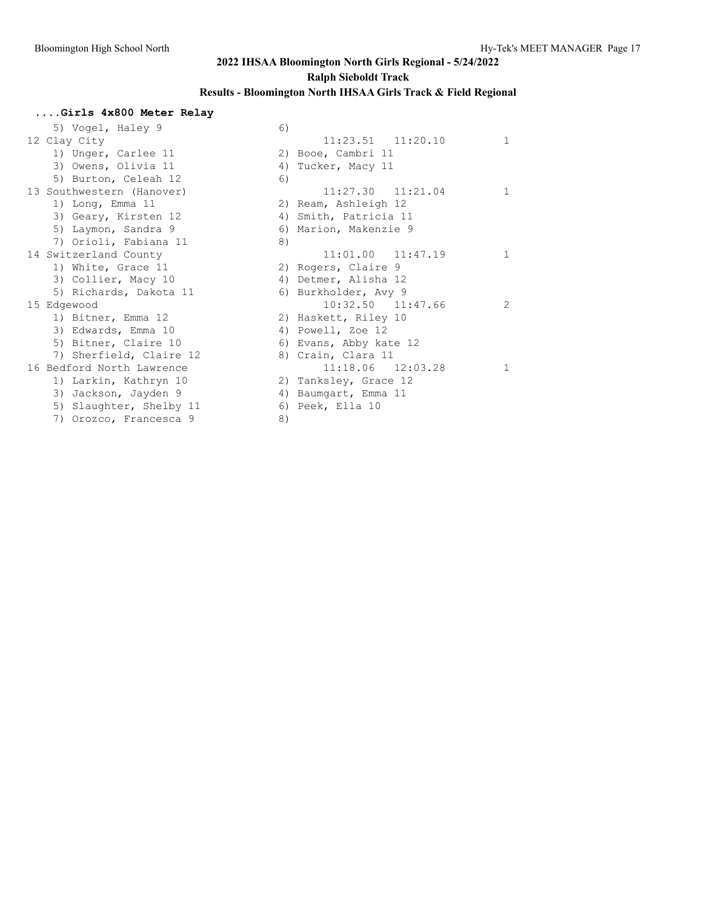## 2022 IHSAA Bloomington North Girls Regional - 5/24/2022

### Ralph Sieboldt Track

### Results - Bloomington North IHSAA Girls Track & Field Regional

#### ....Girls 4x800 Meter Relay

```
   5) Vogel, Haley 9                 6)
12 Clay City                              11:23.51   11:20.10         1
   1) Unger, Carlee 11               2) Booe, Cambri 11
   3) Owens, Olivia 11               4) Tucker, Macy 11
   5) Burton, Celeah 12              6)
13 Southwestern (Hanover)                 11:27.30   11:21.04         1
   1) Long, Emma 11                  2) Ream, Ashleigh 12
   3) Geary, Kirsten 12              4) Smith, Patricia 11
   5) Laymon, Sandra 9               6) Marion, Makenzie 9
   7) Orioli, Fabiana 11             8)
14 Switzerland County                     11:01.00   11:47.19         1
   1) White, Grace 11                2) Rogers, Claire 9
   3) Collier, Macy 10               4) Detmer, Alisha 12
   5) Richards, Dakota 11            6) Burkholder, Avy 9
15 Edgewood                               10:32.50   11:47.66         2
   1) Bitner, Emma 12                2) Haskett, Riley 10
   3) Edwards, Emma 10               4) Powell, Zoe 12
   5) Bitner, Claire 10              6) Evans, Abby kate 12
   7) Sherfield, Claire 12           8) Crain, Clara 11
16 Bedford North Lawrence                 11:18.06   12:03.28         1
   1) Larkin, Kathryn 10             2) Tanksley, Grace 12
   3) Jackson, Jayden 9              4) Baumgart, Emma 11
   5) Slaughter, Shelby 11           6) Peek, Ella 10
   7) Orozco, Francesca 9            8)
```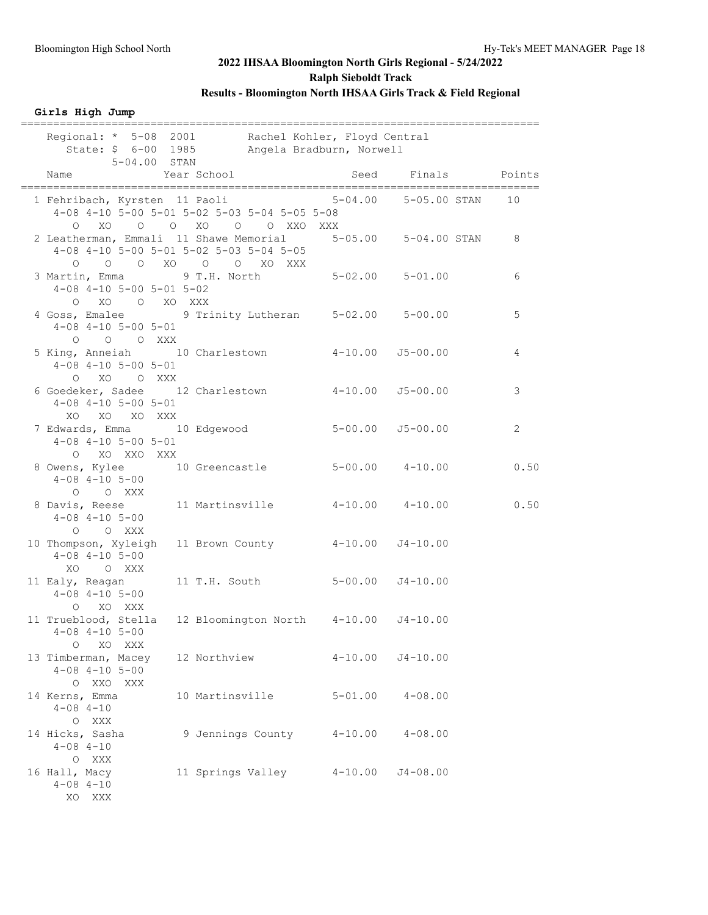## 2022 IHSAA Bloomington North Girls Regional - 5/24/2022

### Ralph Siebeldt Track

### Results - Bloomington North IHSAA Girls Track & Field Regional

**Girls High Jump**

```
================================================================================
   Regional: * 5-08  2001       Rachel Kohler, Floyd Central
      State: $ 6-00  1985       Angela Bradburn, Norwell
           5-04.00  STAN
    Name              Year School                 Seed     Finals        Points
================================================================================
  1 Fehribach, Kyrsten  11 Paoli                 5-04.00   5-05.00 STAN    10
      4-08 4-10 5-00 5-01 5-02 5-03 5-04 5-05 5-08
         O   XO    O    O   XO    O    O  XXO  XXX
  2 Leatherman, Emmali  11 Shawe Memorial        5-05.00   5-04.00 STAN     8
      4-08 4-10 5-00 5-01 5-02 5-03 5-04 5-05
         O    O    O   XO    O    O   XO  XXX
  3 Martin, Emma         9 T.H. North            5-02.00   5-01.00          6
      4-08 4-10 5-00 5-01 5-02
         O   XO    O   XO  XXX
  4 Goss, Emalee         9 Trinity Lutheran      5-02.00   5-00.00          5
      4-08 4-10 5-00 5-01
         O    O    O  XXX
  5 King, Anneiah       10 Charlestown           4-10.00  J5-00.00          4
      4-08 4-10 5-00 5-01
         O   XO    O  XXX
  6 Goedeker, Sadee     12 Charlestown           4-10.00  J5-00.00          3
      4-08 4-10 5-00 5-01
        XO   XO   XO  XXX
  7 Edwards, Emma       10 Edgewood              5-00.00  J5-00.00          2
      4-08 4-10 5-00 5-01
         O   XO  XXO  XXX
  8 Owens, Kylee        10 Greencastle           5-00.00   4-10.00          0.50
      4-08 4-10 5-00
         O    O  XXX
  8 Davis, Reese        11 Martinsville          4-10.00   4-10.00          0.50
      4-08 4-10 5-00
         O    O  XXX
 10 Thompson, Xyleigh   11 Brown County          4-10.00  J4-10.00
      4-08 4-10 5-00
        XO    O  XXX
 11 Ealy, Reagan        11 T.H. South            5-00.00  J4-10.00
      4-08 4-10 5-00
         O   XO  XXX
 11 Trueblood, Stella   12 Bloomington North     4-10.00  J4-10.00
      4-08 4-10 5-00
         O   XO  XXX
 13 Timberman, Macey    12 Northview             4-10.00  J4-10.00
      4-08 4-10 5-00
         O  XXO  XXX
 14 Kerns, Emma         10 Martinsville          5-01.00   4-08.00
      4-08 4-10
         O  XXX
 14 Hicks, Sasha         9 Jennings County       4-10.00   4-08.00
      4-08 4-10
         O  XXX
 16 Hall, Macy          11 Springs Valley        4-10.00  J4-08.00
      4-08 4-10
        XO  XXX
```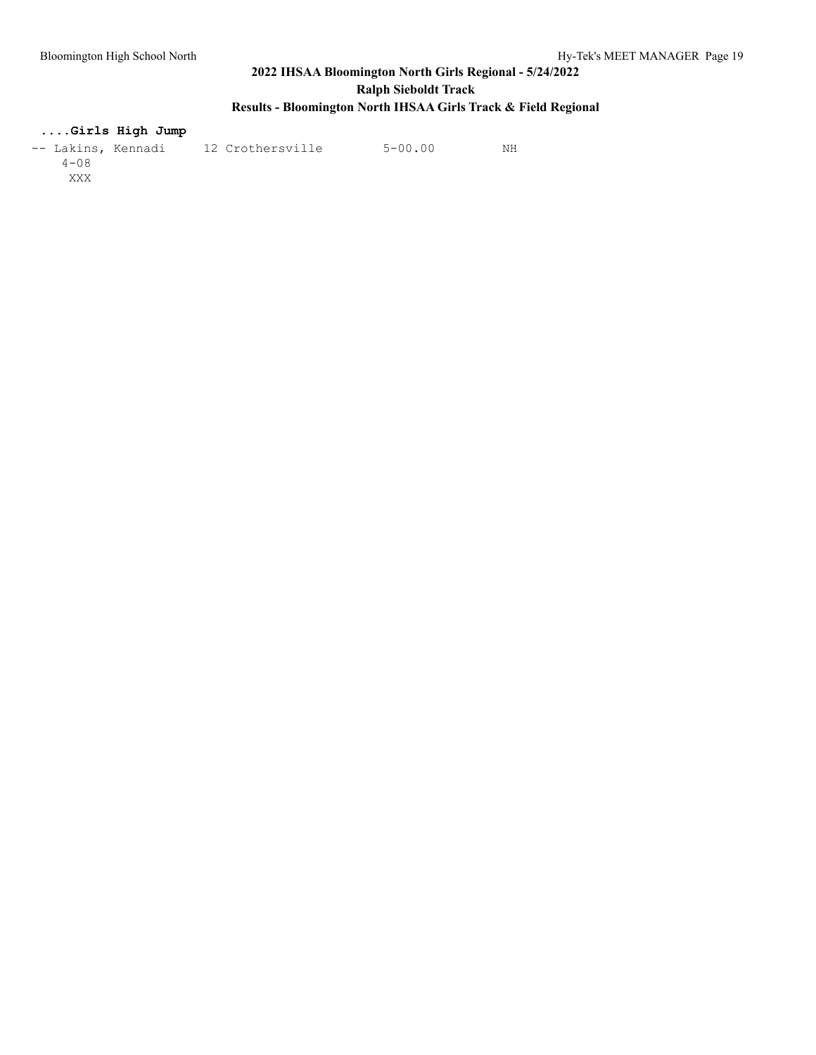## 2022 IHSAA Bloomington North Girls Regional - 5/24/2022

### Ralph Sieboldt Track

### Results - Bloomington North IHSAA Girls Track & Field Regional

**....Girls High Jump**

```
-- Lakins, Kennadi      12 Crothersville        5-00.00         NH
    4-08
     XXX
```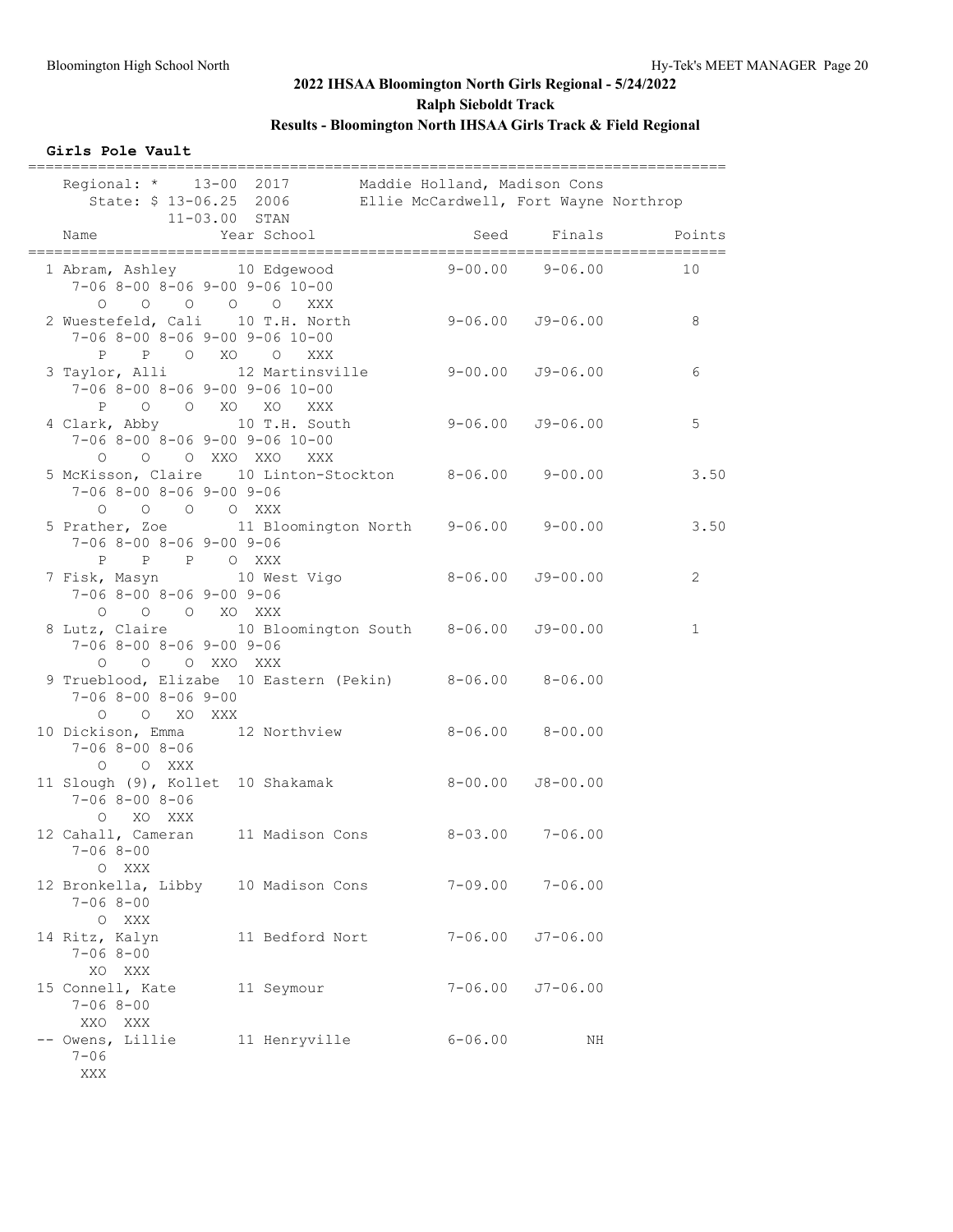# 2022 IHSAA Bloomington North Girls Regional - 5/24/2022

## Ralph Sieboldt Track

### Results - Bloomington North IHSAA Girls Track & Field Regional

**Girls Pole Vault**

```
================================================================================
    Regional: *   13-00  2017        Maddie Holland, Madison Cons               
       State: $ 13-06.25  2006       Ellie McCardwell, Fort Wayne Northrop      
              11-03.00  STAN                                                    
    Name                 Year School                 Seed     Finals    Points 
================================================================================
  1 Abram, Ashley       10 Edgewood               9-00.00    9-06.00      10   
     7-06 8-00 8-06 9-00 9-06 10-00
        O    O    O    O    O   XXX 
  2 Wuestefeld, Cali    10 T.H. North             9-06.00   J9-06.00       8   
     7-06 8-00 8-06 9-00 9-06 10-00
        P    P    O   XO    O   XXX 
  3 Taylor, Alli        12 Martinsville           9-00.00   J9-06.00       6   
     7-06 8-00 8-06 9-00 9-06 10-00
        P    O    O   XO   XO   XXX 
  4 Clark, Abby         10 T.H. South             9-06.00   J9-06.00       5   
     7-06 8-00 8-06 9-00 9-06 10-00
        O    O    O  XXO  XXO   XXX 
  5 McKisson, Claire    10 Linton-Stockton        8-06.00    9-00.00       3.50
     7-06 8-00 8-06 9-00 9-06
        O    O    O    O  XXX 
  5 Prather, Zoe        11 Bloomington North      9-06.00    9-00.00       3.50
     7-06 8-00 8-06 9-00 9-06
        P    P    P    O  XXX 
  7 Fisk, Masyn         10 West Vigo              8-06.00   J9-00.00       2   
     7-06 8-00 8-06 9-00 9-06
        O    O    O   XO  XXX 
  8 Lutz, Claire        10 Bloomington South      8-06.00   J9-00.00       1   
     7-06 8-00 8-06 9-00 9-06
        O    O    O  XXO  XXX 
  9 Trueblood, Elizabe  10 Eastern (Pekin)        8-06.00    8-06.00           
     7-06 8-00 8-06 9-00
        O    O   XO  XXX 
 10 Dickison, Emma      12 Northview              8-06.00    8-00.00           
     7-06 8-00 8-06
        O    O  XXX 
 11 Slough (9), Kollet  10 Shakamak               8-00.00   J8-00.00           
     7-06 8-00 8-06
        O   XO  XXX 
 12 Cahall, Cameran     11 Madison Cons           8-03.00    7-06.00           
     7-06 8-00
        O  XXX 
 12 Bronkella, Libby    10 Madison Cons           7-09.00    7-06.00           
     7-06 8-00
        O  XXX 
 14 Ritz, Kalyn         11 Bedford Nort           7-06.00   J7-06.00           
     7-06 8-00
       XO  XXX 
 15 Connell, Kate       11 Seymour                7-06.00   J7-06.00           
     7-06 8-00
      XXO  XXX 
 -- Owens, Lillie       11 Henryville             6-06.00         NH           
     7-06
      XXX 
```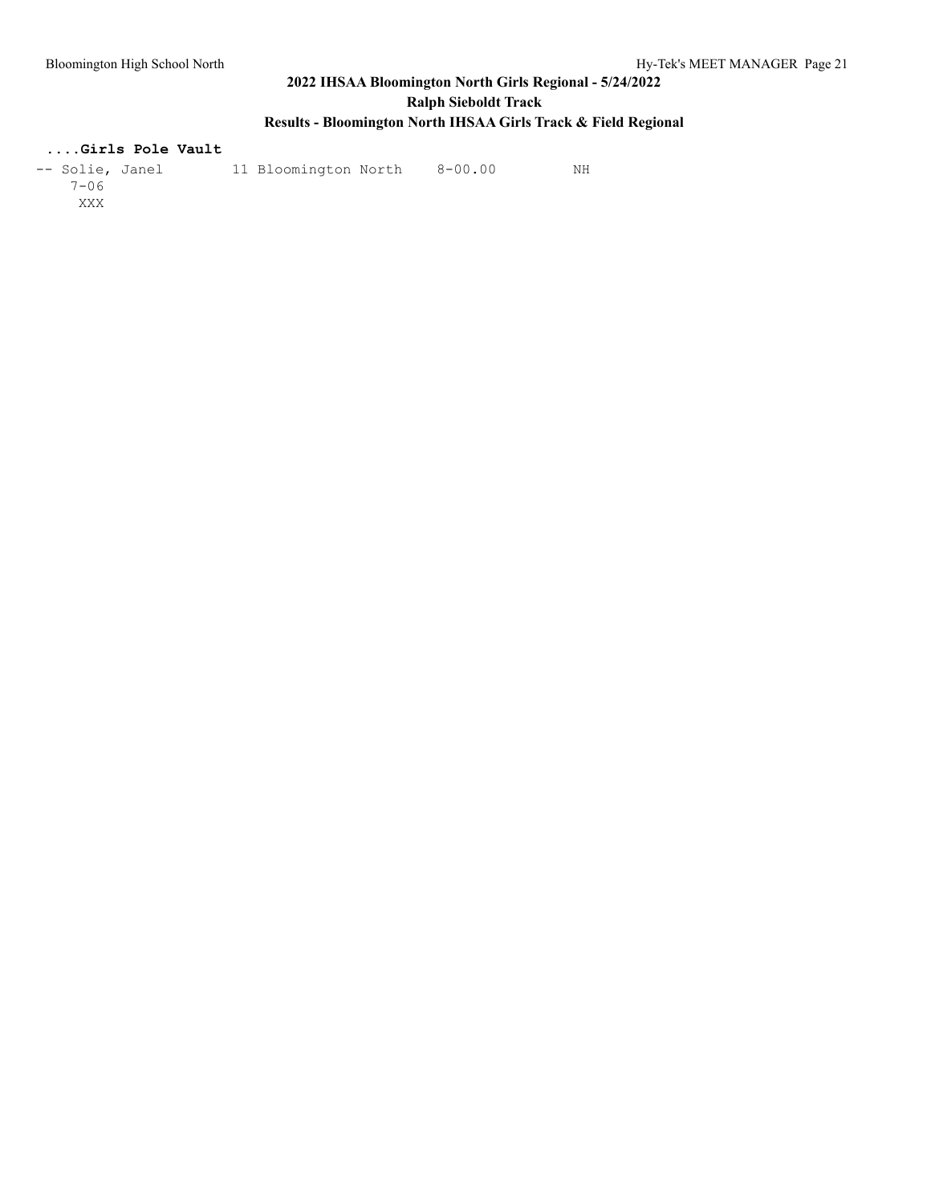#### ....Girls Pole Vault

```
-- Solie, Janel        11 Bloomington North    8-00.00         NH
    7-06
     XXX
```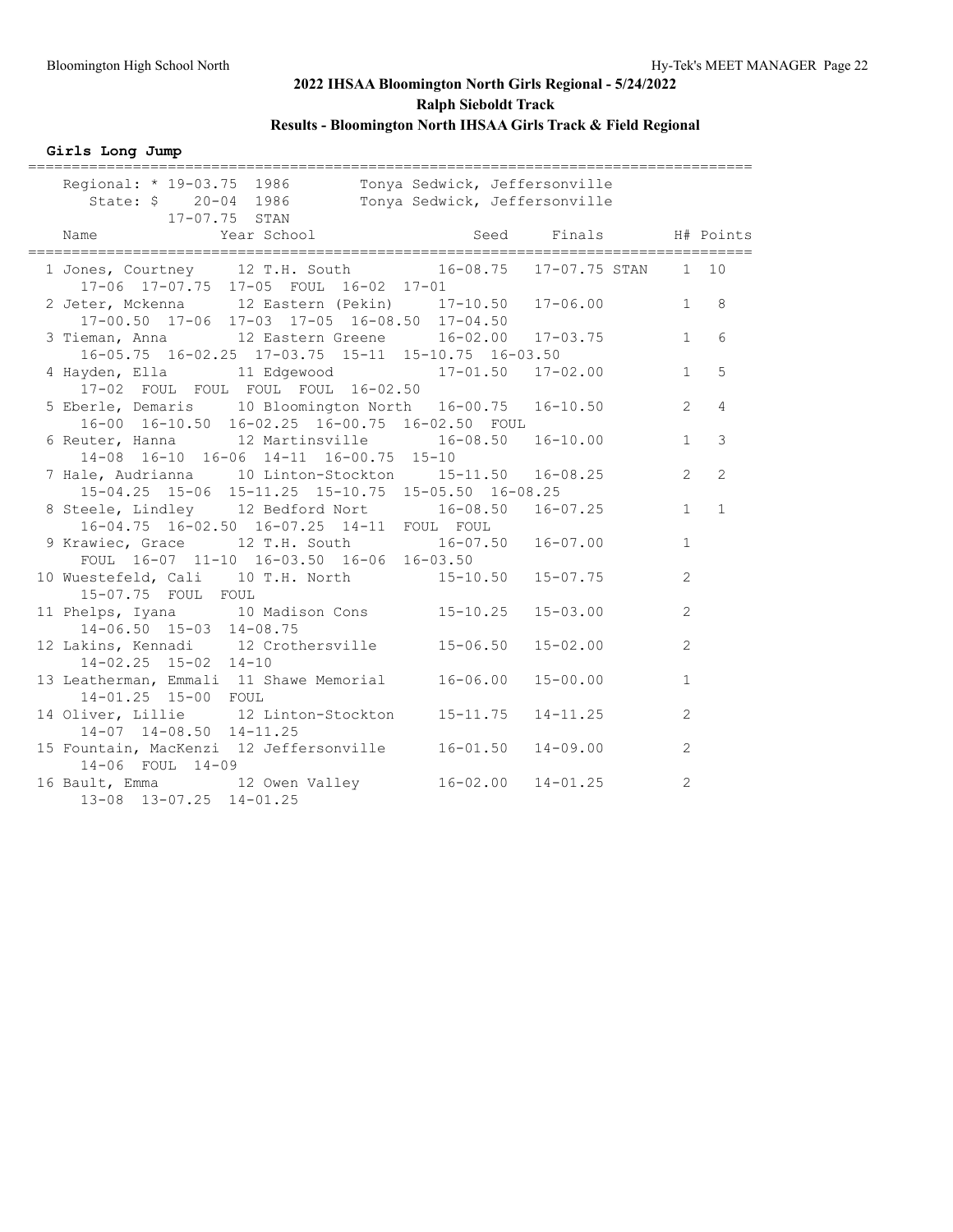## 2022 IHSAA Bloomington North Girls Regional - 5/24/2022

### Ralph Sieboldt Track

### Results - Bloomington North IHSAA Girls Track & Field Regional

**Girls Long Jump**

Regional: * 19-03.75 1986 Tonya Sedwick, Jeffersonville
State: $ 20-04 1986 Tonya Sedwick, Jeffersonville
17-07.75 STAN

| Place | Name | Year | School | Seed | Finals | H# | Points |
|---|---|---|---|---|---|---|---|
| 1 | Jones, Courtney | 12 | T.H. South | 16-08.75 | 17-07.75 STAN | 1 | 10 |
| | 17-06 17-07.75 17-05 FOUL 16-02 17-01 | | | | | | |
| 2 | Jeter, Mckenna | 12 | Eastern (Pekin) | 17-10.50 | 17-06.00 | 1 | 8 |
| | 17-00.50 17-06 17-03 17-05 16-08.50 17-04.50 | | | | | | |
| 3 | Tieman, Anna | 12 | Eastern Greene | 16-02.00 | 17-03.75 | 1 | 6 |
| | 16-05.75 16-02.25 17-03.75 15-11 15-10.75 16-03.50 | | | | | | |
| 4 | Hayden, Ella | 11 | Edgewood | 17-01.50 | 17-02.00 | 1 | 5 |
| | 17-02 FOUL FOUL FOUL FOUL 16-02.50 | | | | | | |
| 5 | Eberle, Demaris | 10 | Bloomington North | 16-00.75 | 16-10.50 | 2 | 4 |
| | 16-00 16-10.50 16-02.25 16-00.75 16-02.50 FOUL | | | | | | |
| 6 | Reuter, Hanna | 12 | Martinsville | 16-08.50 | 16-10.00 | 1 | 3 |
| | 14-08 16-10 16-06 14-11 16-00.75 15-10 | | | | | | |
| 7 | Hale, Audrianna | 10 | Linton-Stockton | 15-11.50 | 16-08.25 | 2 | 2 |
| | 15-04.25 15-06 15-11.25 15-10.75 15-05.50 16-08.25 | | | | | | |
| 8 | Steele, Lindley | 12 | Bedford Nort | 16-08.50 | 16-07.25 | 1 | 1 |
| | 16-04.75 16-02.50 16-07.25 14-11 FOUL FOUL | | | | | | |
| 9 | Krawiec, Grace | 12 | T.H. South | 16-07.50 | 16-07.00 | 1 | |
| | FOUL 16-07 11-10 16-03.50 16-06 16-03.50 | | | | | | |
| 10 | Wuestefeld, Cali | 10 | T.H. North | 15-10.50 | 15-07.75 | 2 | |
| | 15-07.75 FOUL FOUL | | | | | | |
| 11 | Phelps, Iyana | 10 | Madison Cons | 15-10.25 | 15-03.00 | 2 | |
| | 14-06.50 15-03 14-08.75 | | | | | | |
| 12 | Lakins, Kennadi | 12 | Crothersville | 15-06.50 | 15-02.00 | 2 | |
| | 14-02.25 15-02 14-10 | | | | | | |
| 13 | Leatherman, Emmali | 11 | Shawe Memorial | 16-06.00 | 15-00.00 | 1 | |
| | 14-01.25 15-00 FOUL | | | | | | |
| 14 | Oliver, Lillie | 12 | Linton-Stockton | 15-11.75 | 14-11.25 | 2 | |
| | 14-07 14-08.50 14-11.25 | | | | | | |
| 15 | Fountain, MacKenzi | 12 | Jeffersonville | 16-01.50 | 14-09.00 | 2 | |
| | 14-06 FOUL 14-09 | | | | | | |
| 16 | Bault, Emma | 12 | Owen Valley | 16-02.00 | 14-01.25 | 2 | |
| | 13-08 13-07.25 14-01.25 | | | | | | |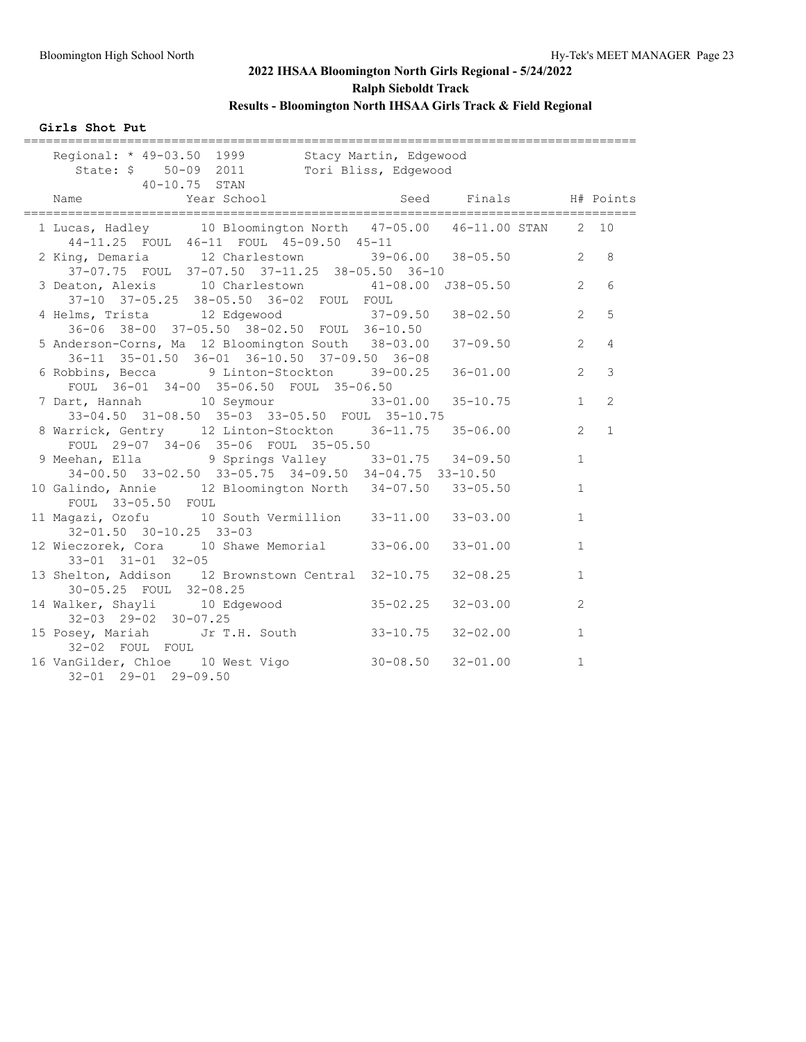# 2022 IHSAA Bloomington North Girls Regional - 5/24/2022

## Ralph Sieboldt Track

### Results - Bloomington North IHSAA Girls Track & Field Regional

**Girls Shot Put**

Regional: * 49-03.50 1999 Stacy Martin, Edgewood
State: $ 50-09 2011 Tori Bliss, Edgewood
40-10.75 STAN

| Place | Name | Year | School | Seed | Finals | H# | Points |
|---|---|---|---|---|---|---|---|
| 1 | Lucas, Hadley | 10 | Bloomington North | 47-05.00 | 46-11.00 STAN | 2 | 10 |
| | 44-11.25 FOUL 46-11 FOUL 45-09.50 45-11 | | | | | | |
| 2 | King, Demaria | 12 | Charlestown | 39-06.00 | 38-05.50 | 2 | 8 |
| | 37-07.75 FOUL 37-07.50 37-11.25 38-05.50 36-10 | | | | | | |
| 3 | Deaton, Alexis | 10 | Charlestown | 41-08.00 | J38-05.50 | 2 | 6 |
| | 37-10 37-05.25 38-05.50 36-02 FOUL FOUL | | | | | | |
| 4 | Helms, Trista | 12 | Edgewood | 37-09.50 | 38-02.50 | 2 | 5 |
| | 36-06 38-00 37-05.50 38-02.50 FOUL 36-10.50 | | | | | | |
| 5 | Anderson-Corns, Ma | 12 | Bloomington South | 38-03.00 | 37-09.50 | 2 | 4 |
| | 36-11 35-01.50 36-01 36-10.50 37-09.50 36-08 | | | | | | |
| 6 | Robbins, Becca | 9 | Linton-Stockton | 39-00.25 | 36-01.00 | 2 | 3 |
| | FOUL 36-01 34-00 35-06.50 FOUL 35-06.50 | | | | | | |
| 7 | Dart, Hannah | 10 | Seymour | 33-01.00 | 35-10.75 | 1 | 2 |
| | 33-04.50 31-08.50 35-03 33-05.50 FOUL 35-10.75 | | | | | | |
| 8 | Warrick, Gentry | 12 | Linton-Stockton | 36-11.75 | 35-06.00 | 2 | 1 |
| | FOUL 29-07 34-06 35-06 FOUL 35-05.50 | | | | | | |
| 9 | Meehan, Ella | 9 | Springs Valley | 33-01.75 | 34-09.50 | 1 | |
| | 34-00.50 33-02.50 33-05.75 34-09.50 34-04.75 33-10.50 | | | | | | |
| 10 | Galindo, Annie | 12 | Bloomington North | 34-07.50 | 33-05.50 | 1 | |
| | FOUL 33-05.50 FOUL | | | | | | |
| 11 | Magazi, Ozofu | 10 | South Vermillion | 33-11.00 | 33-03.00 | 1 | |
| | 32-01.50 30-10.25 33-03 | | | | | | |
| 12 | Wieczorek, Cora | 10 | Shawe Memorial | 33-06.00 | 33-01.00 | 1 | |
| | 33-01 31-01 32-05 | | | | | | |
| 13 | Shelton, Addison | 12 | Brownstown Central | 32-10.75 | 32-08.25 | 1 | |
| | 30-05.25 FOUL 32-08.25 | | | | | | |
| 14 | Walker, Shayli | 10 | Edgewood | 35-02.25 | 32-03.00 | 2 | |
| | 32-03 29-02 30-07.25 | | | | | | |
| 15 | Posey, Mariah | Jr | T.H. South | 33-10.75 | 32-02.00 | 1 | |
| | 32-02 FOUL FOUL | | | | | | |
| 16 | VanGilder, Chloe | 10 | West Vigo | 30-08.50 | 32-01.00 | 1 | |
| | 32-01 29-01 29-09.50 | | | | | | |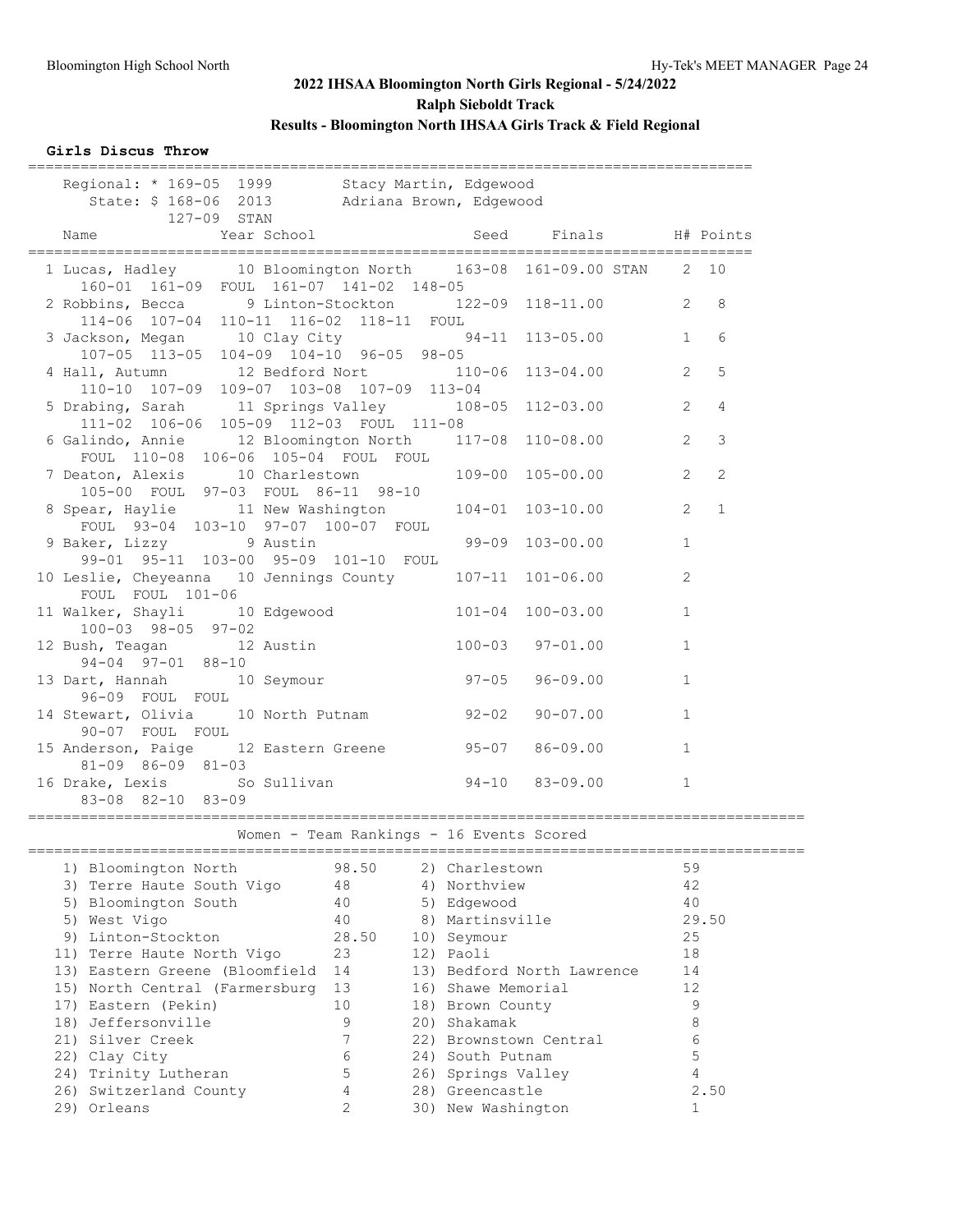## 2022 IHSAA Bloomington North Girls Regional - 5/24/2022

**Ralph Sieboldt Track**

**Results - Bloomington North IHSAA Girls Track & Field Regional**

### Girls Discus Throw

Regional: * 169-05 1999 Stacy Martin, Edgewood
State: $ 168-06 2013 Adriana Brown, Edgewood
127-09 STAN

| Place | Name | Year | School | Seed | Finals | H# | Points |
|---|---|---|---|---|---|---|---|
| 1 | Lucas, Hadley | 10 | Bloomington North | 163-08 | 161-09.00 STAN | 2 | 10 |
| | 160-01 161-09 FOUL 161-07 141-02 148-05 | | | | | | |
| 2 | Robbins, Becca | 9 | Linton-Stockton | 122-09 | 118-11.00 | 2 | 8 |
| | 114-06 107-04 110-11 116-02 118-11 FOUL | | | | | | |
| 3 | Jackson, Megan | 10 | Clay City | 94-11 | 113-05.00 | 1 | 6 |
| | 107-05 113-05 104-09 104-10 96-05 98-05 | | | | | | |
| 4 | Hall, Autumn | 12 | Bedford Nort | 110-06 | 113-04.00 | 2 | 5 |
| | 110-10 107-09 109-07 103-08 107-09 113-04 | | | | | | |
| 5 | Drabing, Sarah | 11 | Springs Valley | 108-05 | 112-03.00 | 2 | 4 |
| | 111-02 106-06 105-09 112-03 FOUL 111-08 | | | | | | |
| 6 | Galindo, Annie | 12 | Bloomington North | 117-08 | 110-08.00 | 2 | 3 |
| | FOUL 110-08 106-06 105-04 FOUL FOUL | | | | | | |
| 7 | Deaton, Alexis | 10 | Charlestown | 109-00 | 105-00.00 | 2 | 2 |
| | 105-00 FOUL 97-03 FOUL 86-11 98-10 | | | | | | |
| 8 | Spear, Haylie | 11 | New Washington | 104-01 | 103-10.00 | 2 | 1 |
| | FOUL 93-04 103-10 97-07 100-07 FOUL | | | | | | |
| 9 | Baker, Lizzy | 9 | Austin | 99-09 | 103-00.00 | 1 | |
| | 99-01 95-11 103-00 95-09 101-10 FOUL | | | | | | |
| 10 | Leslie, Cheyeanna | 10 | Jennings County | 107-11 | 101-06.00 | 2 | |
| | FOUL FOUL 101-06 | | | | | | |
| 11 | Walker, Shayli | 10 | Edgewood | 101-04 | 100-03.00 | 1 | |
| | 100-03 98-05 97-02 | | | | | | |
| 12 | Bush, Teagan | 12 | Austin | 100-03 | 97-01.00 | 1 | |
| | 94-04 97-01 88-10 | | | | | | |
| 13 | Dart, Hannah | 10 | Seymour | 97-05 | 96-09.00 | 1 | |
| | 96-09 FOUL FOUL | | | | | | |
| 14 | Stewart, Olivia | 10 | North Putnam | 92-02 | 90-07.00 | 1 | |
| | 90-07 FOUL FOUL | | | | | | |
| 15 | Anderson, Paige | 12 | Eastern Greene | 95-07 | 86-09.00 | 1 | |
| | 81-09 86-09 81-03 | | | | | | |
| 16 | Drake, Lexis | So | Sullivan | 94-10 | 83-09.00 | 1 | |
| | 83-08 82-10 83-09 | | | | | | |

### Women - Team Rankings - 16 Events Scored

| Rank | Team | Points | Rank | Team | Points |
|---|---|---|---|---|---|
| 1) | Bloomington North | 98.50 | 2) | Charlestown | 59 |
| 3) | Terre Haute South Vigo | 48 | 4) | Northview | 42 |
| 5) | Bloomington South | 40 | 5) | Edgewood | 40 |
| 5) | West Vigo | 40 | 8) | Martinsville | 29.50 |
| 9) | Linton-Stockton | 28.50 | 10) | Seymour | 25 |
| 11) | Terre Haute North Vigo | 23 | 12) | Paoli | 18 |
| 13) | Eastern Greene (Bloomfield | 14 | 13) | Bedford North Lawrence | 14 |
| 15) | North Central (Farmersburg | 13 | 16) | Shawe Memorial | 12 |
| 17) | Eastern (Pekin) | 10 | 18) | Brown County | 9 |
| 18) | Jeffersonville | 9 | 20) | Shakamak | 8 |
| 21) | Silver Creek | 7 | 22) | Brownstown Central | 6 |
| 22) | Clay City | 6 | 24) | South Putnam | 5 |
| 24) | Trinity Lutheran | 5 | 26) | Springs Valley | 4 |
| 26) | Switzerland County | 4 | 28) | Greencastle | 2.50 |
| 29) | Orleans | 2 | 30) | New Washington | 1 |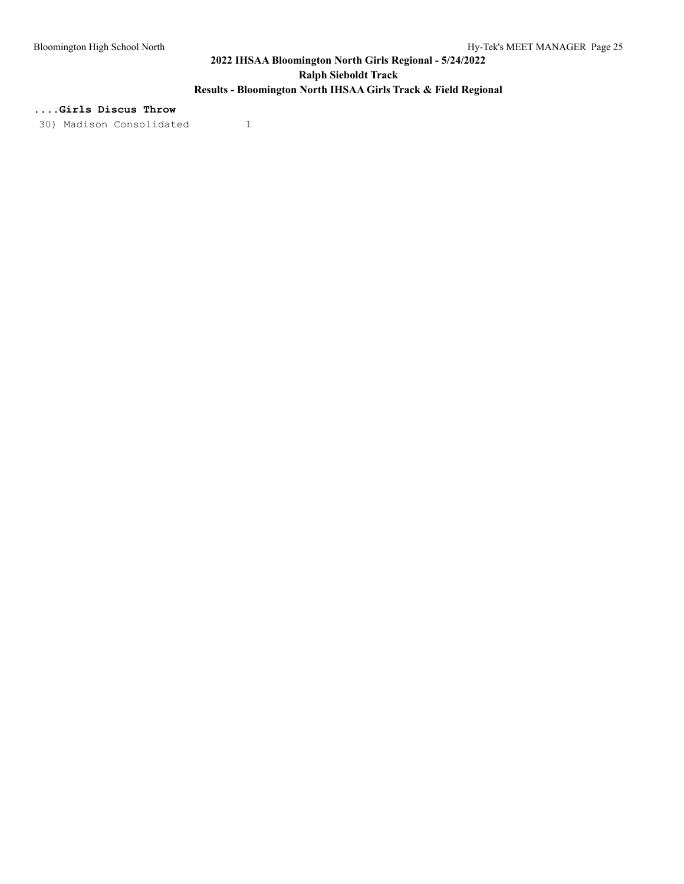**....Girls Discus Throw**

```
 30) Madison Consolidated         1
```